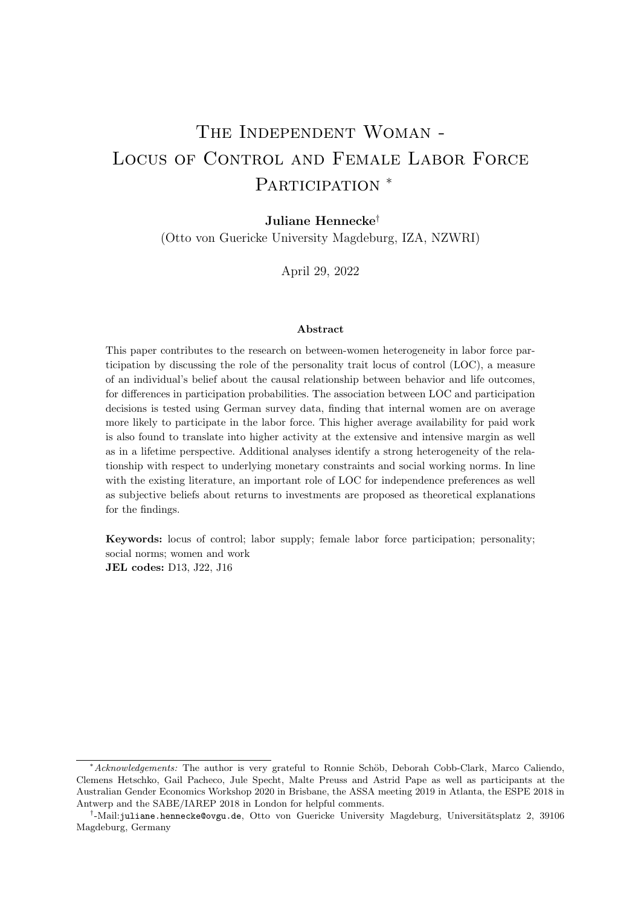# The Independent Woman - Locus of Control and Female Labor Force Participation *

**Juliane Hennecke**†
(Otto von Guericke University Magdeburg, IZA, NZWRI)

April 29, 2022

**Abstract**

This paper contributes to the research on between-women heterogeneity in labor force participation by discussing the role of the personality trait locus of control (LOC), a measure of an individual's belief about the causal relationship between behavior and life outcomes, for differences in participation probabilities. The association between LOC and participation decisions is tested using German survey data, finding that internal women are on average more likely to participate in the labor force. This higher average availability for paid work is also found to translate into higher activity at the extensive and intensive margin as well as in a lifetime perspective. Additional analyses identify a strong heterogeneity of the relationship with respect to underlying monetary constraints and social working norms. In line with the existing literature, an important role of LOC for independence preferences as well as subjective beliefs about returns to investments are proposed as theoretical explanations for the findings.

**Keywords:** locus of control; labor supply; female labor force participation; personality; social norms; women and work
**JEL codes:** D13, J22, J16

---

\* *Acknowledgements:* The author is very grateful to Ronnie Schöb, Deborah Cobb-Clark, Marco Caliendo, Clemens Hetschko, Gail Pacheco, Jule Specht, Malte Preuss and Astrid Pape as well as participants at the Australian Gender Economics Workshop 2020 in Brisbane, the ASSA meeting 2019 in Atlanta, the ESPE 2018 in Antwerp and the SABE/IAREP 2018 in London for helpful comments.

† -Mail:juliane.hennecke@ovgu.de, Otto von Guericke University Magdeburg, Universitätsplatz 2, 39106 Magdeburg, Germany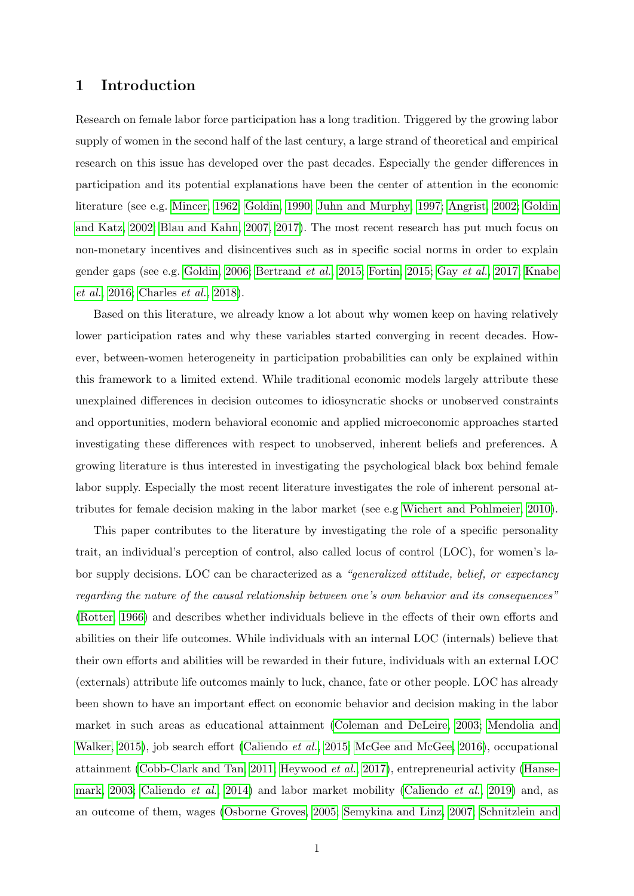# 1 Introduction

Research on female labor force participation has a long tradition. Triggered by the growing labor supply of women in the second half of the last century, a large strand of theoretical and empirical research on this issue has developed over the past decades. Especially the gender differences in participation and its potential explanations have been the center of attention in the economic literature (see e.g. Mincer, 1962; Goldin, 1990; Juhn and Murphy, 1997; Angrist, 2002; Goldin and Katz, 2002; Blau and Kahn, 2007, 2017). The most recent research has put much focus on non-monetary incentives and disincentives such as in specific social norms in order to explain gender gaps (see e.g. Goldin, 2006; Bertrand *et al.*, 2015; Fortin, 2015; Gay *et al.*, 2017; Knabe *et al.*, 2016; Charles *et al.*, 2018).

Based on this literature, we already know a lot about why women keep on having relatively lower participation rates and why these variables started converging in recent decades. However, between-women heterogeneity in participation probabilities can only be explained within this framework to a limited extend. While traditional economic models largely attribute these unexplained differences in decision outcomes to idiosyncratic shocks or unobserved constraints and opportunities, modern behavioral economic and applied microeconomic approaches started investigating these differences with respect to unobserved, inherent beliefs and preferences. A growing literature is thus interested in investigating the psychological black box behind female labor supply. Especially the most recent literature investigates the role of inherent personal attributes for female decision making in the labor market (see e.g Wichert and Pohlmeier, 2010).

This paper contributes to the literature by investigating the role of a specific personality trait, an individual's perception of control, also called locus of control (LOC), for women's labor supply decisions. LOC can be characterized as a *"generalized attitude, belief, or expectancy regarding the nature of the causal relationship between one's own behavior and its consequences"* (Rotter, 1966) and describes whether individuals believe in the effects of their own efforts and abilities on their life outcomes. While individuals with an internal LOC (internals) believe that their own efforts and abilities will be rewarded in their future, individuals with an external LOC (externals) attribute life outcomes mainly to luck, chance, fate or other people. LOC has already been shown to have an important effect on economic behavior and decision making in the labor market in such areas as educational attainment (Coleman and DeLeire, 2003; Mendolia and Walker, 2015), job search effort (Caliendo *et al.*, 2015; McGee and McGee, 2016), occupational attainment (Cobb-Clark and Tan, 2011; Heywood *et al.*, 2017), entrepreneurial activity (Hansemark, 2003; Caliendo *et al.*, 2014) and labor market mobility (Caliendo *et al.*, 2019) and, as an outcome of them, wages (Osborne Groves, 2005; Semykina and Linz, 2007; Schnitzlein and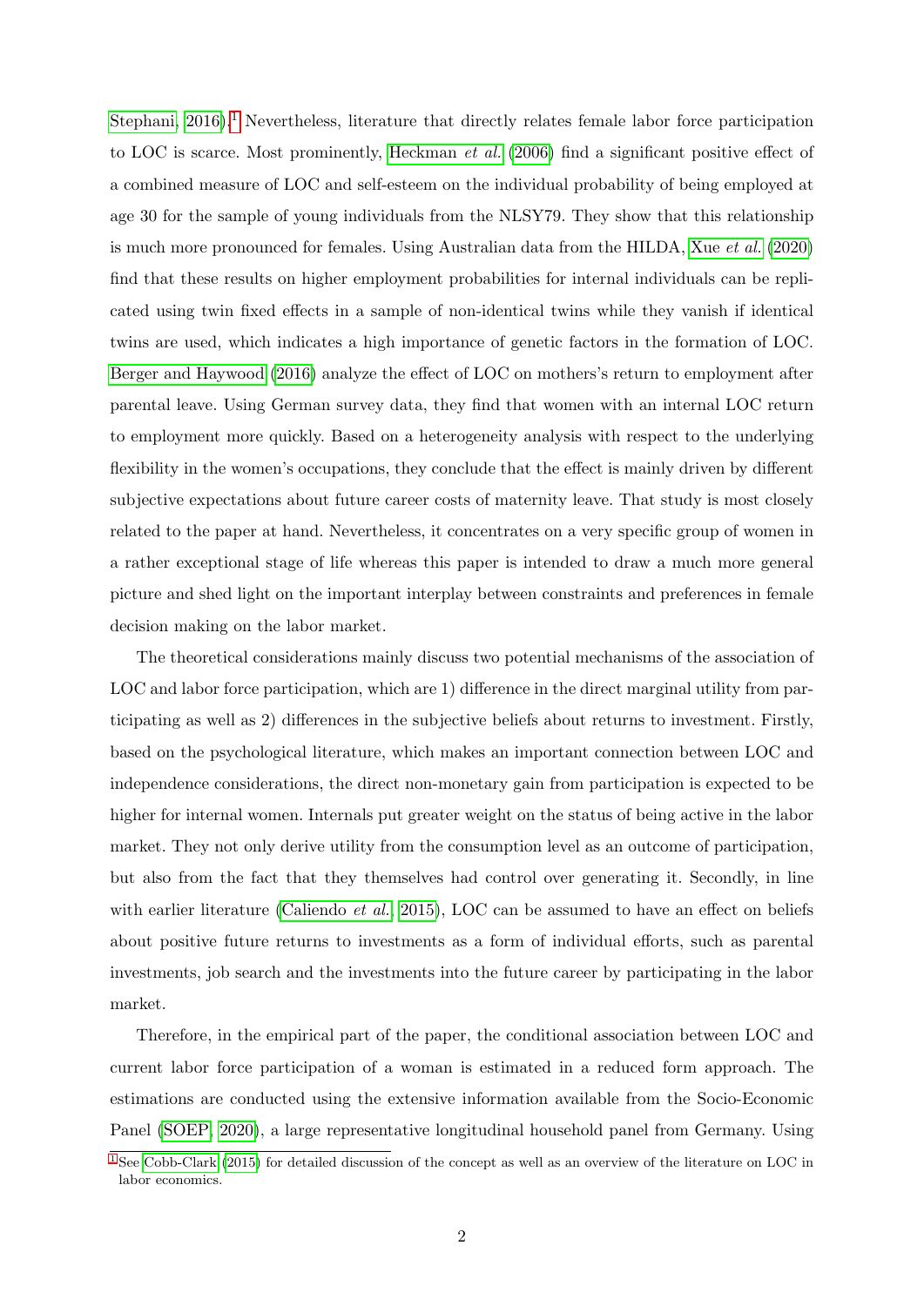Stephani, 2016).[1] Nevertheless, literature that directly relates female labor force participation to LOC is scarce. Most prominently, Heckman *et al.* (2006) find a significant positive effect of a combined measure of LOC and self-esteem on the individual probability of being employed at age 30 for the sample of young individuals from the NLSY79. They show that this relationship is much more pronounced for females. Using Australian data from the HILDA, Xue *et al.* (2020) find that these results on higher employment probabilities for internal individuals can be replicated using twin fixed effects in a sample of non-identical twins while they vanish if identical twins are used, which indicates a high importance of genetic factors in the formation of LOC. Berger and Haywood (2016) analyze the effect of LOC on mothers's return to employment after parental leave. Using German survey data, they find that women with an internal LOC return to employment more quickly. Based on a heterogeneity analysis with respect to the underlying flexibility in the women's occupations, they conclude that the effect is mainly driven by different subjective expectations about future career costs of maternity leave. That study is most closely related to the paper at hand. Nevertheless, it concentrates on a very specific group of women in a rather exceptional stage of life whereas this paper is intended to draw a much more general picture and shed light on the important interplay between constraints and preferences in female decision making on the labor market.

The theoretical considerations mainly discuss two potential mechanisms of the association of LOC and labor force participation, which are 1) difference in the direct marginal utility from participating as well as 2) differences in the subjective beliefs about returns to investment. Firstly, based on the psychological literature, which makes an important connection between LOC and independence considerations, the direct non-monetary gain from participation is expected to be higher for internal women. Internals put greater weight on the status of being active in the labor market. They not only derive utility from the consumption level as an outcome of participation, but also from the fact that they themselves had control over generating it. Secondly, in line with earlier literature (Caliendo *et al.*, 2015), LOC can be assumed to have an effect on beliefs about positive future returns to investments as a form of individual efforts, such as parental investments, job search and the investments into the future career by participating in the labor market.

Therefore, in the empirical part of the paper, the conditional association between LOC and current labor force participation of a woman is estimated in a reduced form approach. The estimations are conducted using the extensive information available from the Socio-Economic Panel (SOEP, 2020), a large representative longitudinal household panel from Germany. Using

[1] See Cobb-Clark (2015) for detailed discussion of the concept as well as an overview of the literature on LOC in labor economics.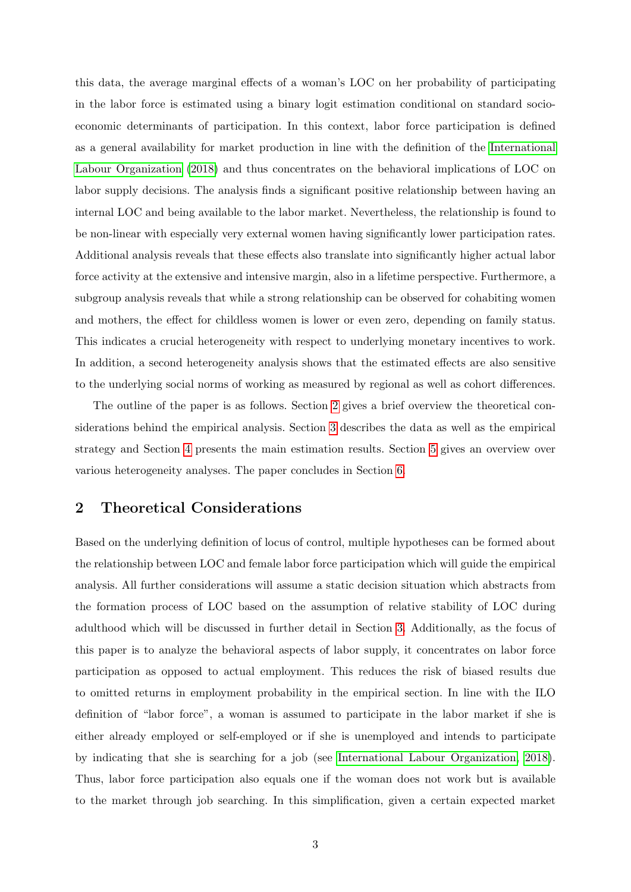this data, the average marginal effects of a woman's LOC on her probability of participating in the labor force is estimated using a binary logit estimation conditional on standard socio-economic determinants of participation. In this context, labor force participation is defined as a general availability for market production in line with the definition of the International Labour Organization (2018) and thus concentrates on the behavioral implications of LOC on labor supply decisions. The analysis finds a significant positive relationship between having an internal LOC and being available to the labor market. Nevertheless, the relationship is found to be non-linear with especially very external women having significantly lower participation rates. Additional analysis reveals that these effects also translate into significantly higher actual labor force activity at the extensive and intensive margin, also in a lifetime perspective. Furthermore, a subgroup analysis reveals that while a strong relationship can be observed for cohabiting women and mothers, the effect for childless women is lower or even zero, depending on family status. This indicates a crucial heterogeneity with respect to underlying monetary incentives to work. In addition, a second heterogeneity analysis shows that the estimated effects are also sensitive to the underlying social norms of working as measured by regional as well as cohort differences.

The outline of the paper is as follows. Section 2 gives a brief overview the theoretical considerations behind the empirical analysis. Section 3 describes the data as well as the empirical strategy and Section 4 presents the main estimation results. Section 5 gives an overview over various heterogeneity analyses. The paper concludes in Section 6.

## 2 Theoretical Considerations

Based on the underlying definition of locus of control, multiple hypotheses can be formed about the relationship between LOC and female labor force participation which will guide the empirical analysis. All further considerations will assume a static decision situation which abstracts from the formation process of LOC based on the assumption of relative stability of LOC during adulthood which will be discussed in further detail in Section 3. Additionally, as the focus of this paper is to analyze the behavioral aspects of labor supply, it concentrates on labor force participation as opposed to actual employment. This reduces the risk of biased results due to omitted returns in employment probability in the empirical section. In line with the ILO definition of "labor force", a woman is assumed to participate in the labor market if she is either already employed or self-employed or if she is unemployed and intends to participate by indicating that she is searching for a job (see International Labour Organization, 2018). Thus, labor force participation also equals one if the woman does not work but is available to the market through job searching. In this simplification, given a certain expected market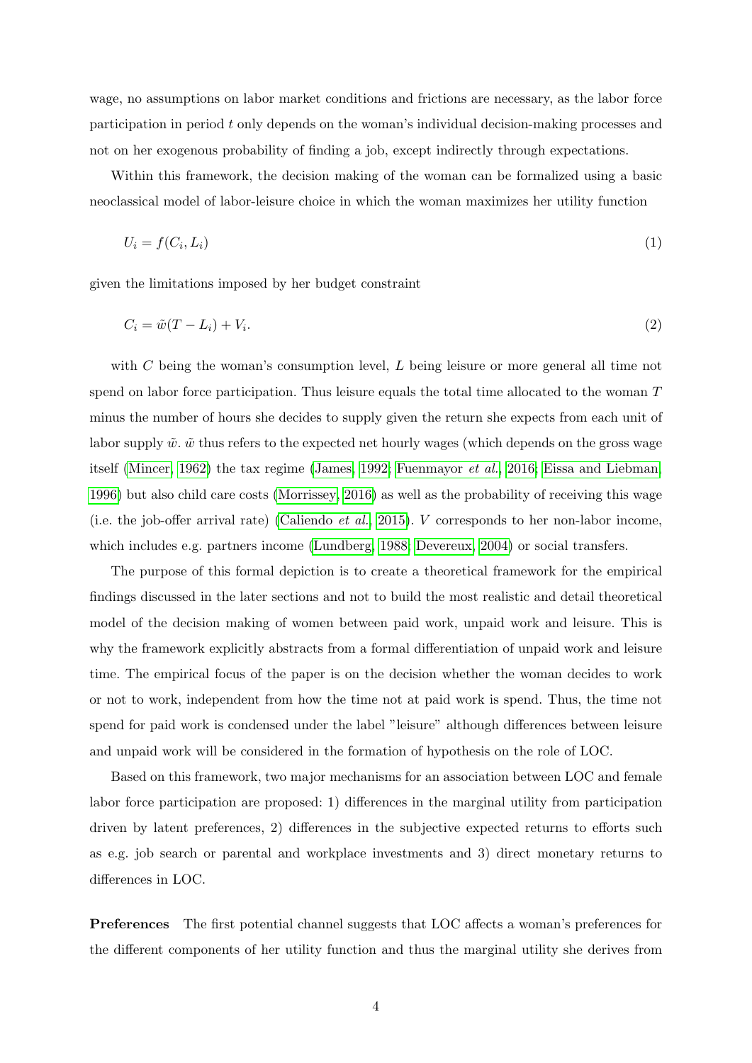wage, no assumptions on labor market conditions and frictions are necessary, as the labor force participation in period $t$ only depends on the woman's individual decision-making processes and not on her exogenous probability of finding a job, except indirectly through expectations.

Within this framework, the decision making of the woman can be formalized using a basic neoclassical model of labor-leisure choice in which the woman maximizes her utility function

$$U_i = f(C_i, L_i) \tag{1}$$

given the limitations imposed by her budget constraint

$$C_i = \tilde{w}(T - L_i) + V_i. \tag{2}$$

with $C$ being the woman's consumption level, $L$ being leisure or more general all time not spend on labor force participation. Thus leisure equals the total time allocated to the woman $T$ minus the number of hours she decides to supply given the return she expects from each unit of labor supply $\tilde{w}$. $\tilde{w}$ thus refers to the expected net hourly wages (which depends on the gross wage itself (Mincer, 1962) the tax regime (James, 1992; Fuenmayor *et al.*, 2016; Eissa and Liebman, 1996) but also child care costs (Morrissey, 2016) as well as the probability of receiving this wage (i.e. the job-offer arrival rate) (Caliendo *et al.*, 2015). $V$ corresponds to her non-labor income, which includes e.g. partners income (Lundberg, 1988; Devereux, 2004) or social transfers.

The purpose of this formal depiction is to create a theoretical framework for the empirical findings discussed in the later sections and not to build the most realistic and detail theoretical model of the decision making of women between paid work, unpaid work and leisure. This is why the framework explicitly abstracts from a formal differentiation of unpaid work and leisure time. The empirical focus of the paper is on the decision whether the woman decides to work or not to work, independent from how the time not at paid work is spend. Thus, the time not spend for paid work is condensed under the label "leisure" although differences between leisure and unpaid work will be considered in the formation of hypothesis on the role of LOC.

Based on this framework, two major mechanisms for an association between LOC and female labor force participation are proposed: 1) differences in the marginal utility from participation driven by latent preferences, 2) differences in the subjective expected returns to efforts such as e.g. job search or parental and workplace investments and 3) direct monetary returns to differences in LOC.

**Preferences** The first potential channel suggests that LOC affects a woman's preferences for the different components of her utility function and thus the marginal utility she derives from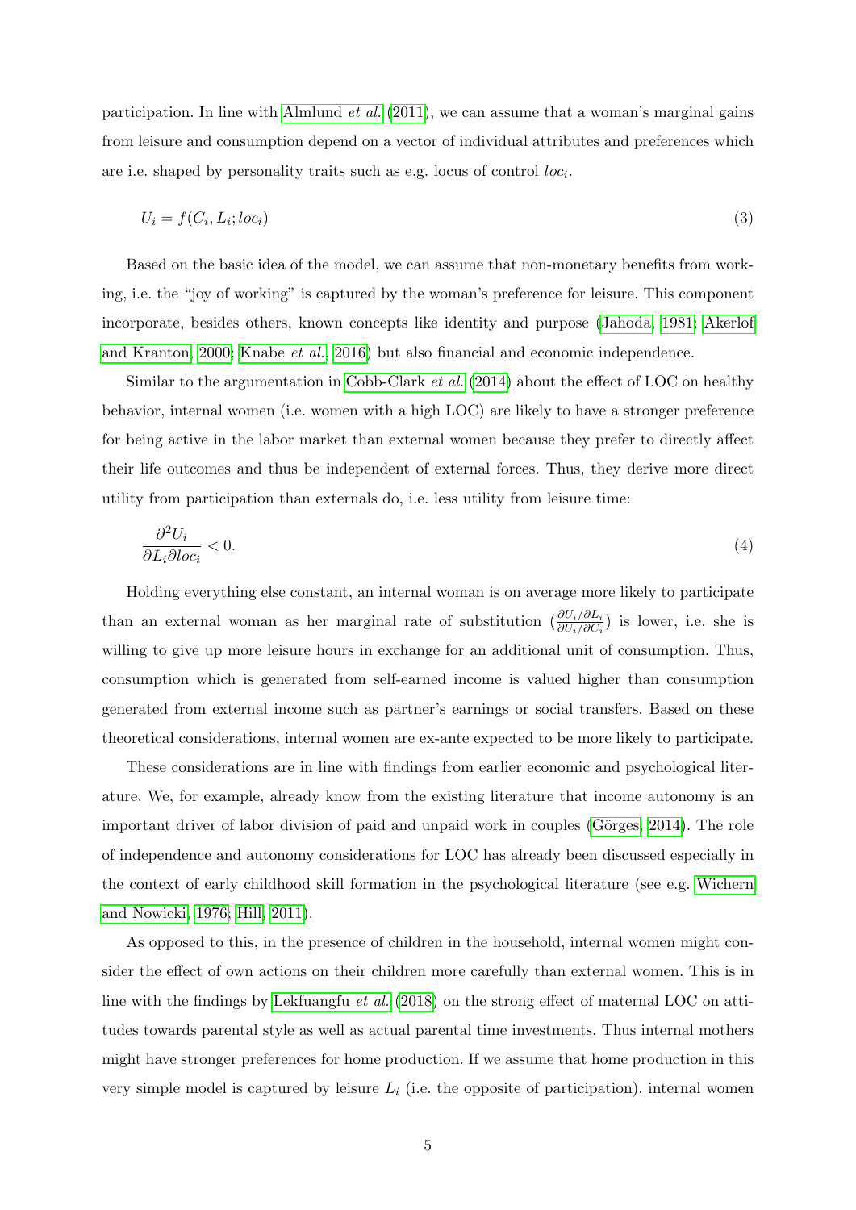participation. In line with Almlund *et al.* (2011), we can assume that a woman's marginal gains from leisure and consumption depend on a vector of individual attributes and preferences which are i.e. shaped by personality traits such as e.g. locus of control $loc_i$.

$$U_i = f(C_i, L_i; loc_i) \tag{3}$$

Based on the basic idea of the model, we can assume that non-monetary benefits from working, i.e. the "joy of working" is captured by the woman's preference for leisure. This component incorporate, besides others, known concepts like identity and purpose (Jahoda, 1981; Akerlof and Kranton, 2000; Knabe *et al.*, 2016) but also financial and economic independence.

Similar to the argumentation in Cobb-Clark *et al.* (2014) about the effect of LOC on healthy behavior, internal women (i.e. women with a high LOC) are likely to have a stronger preference for being active in the labor market than external women because they prefer to directly affect their life outcomes and thus be independent of external forces. Thus, they derive more direct utility from participation than externals do, i.e. less utility from leisure time:

$$\frac{\partial^2 U_i}{\partial L_i \partial loc_i} < 0. \tag{4}$$

Holding everything else constant, an internal woman is on average more likely to participate than an external woman as her marginal rate of substitution ($\frac{\partial U_i/\partial L_i}{\partial U_i/\partial C_i}$) is lower, i.e. she is willing to give up more leisure hours in exchange for an additional unit of consumption. Thus, consumption which is generated from self-earned income is valued higher than consumption generated from external income such as partner's earnings or social transfers. Based on these theoretical considerations, internal women are ex-ante expected to be more likely to participate.

These considerations are in line with findings from earlier economic and psychological literature. We, for example, already know from the existing literature that income autonomy is an important driver of labor division of paid and unpaid work in couples (Görges, 2014). The role of independence and autonomy considerations for LOC has already been discussed especially in the context of early childhood skill formation in the psychological literature (see e.g. Wichern and Nowicki, 1976; Hill, 2011).

As opposed to this, in the presence of children in the household, internal women might consider the effect of own actions on their children more carefully than external women. This is in line with the findings by Lekfuangfu *et al.* (2018) on the strong effect of maternal LOC on attitudes towards parental style as well as actual parental time investments. Thus internal mothers might have stronger preferences for home production. If we assume that home production in this very simple model is captured by leisure $L_i$ (i.e. the opposite of participation), internal women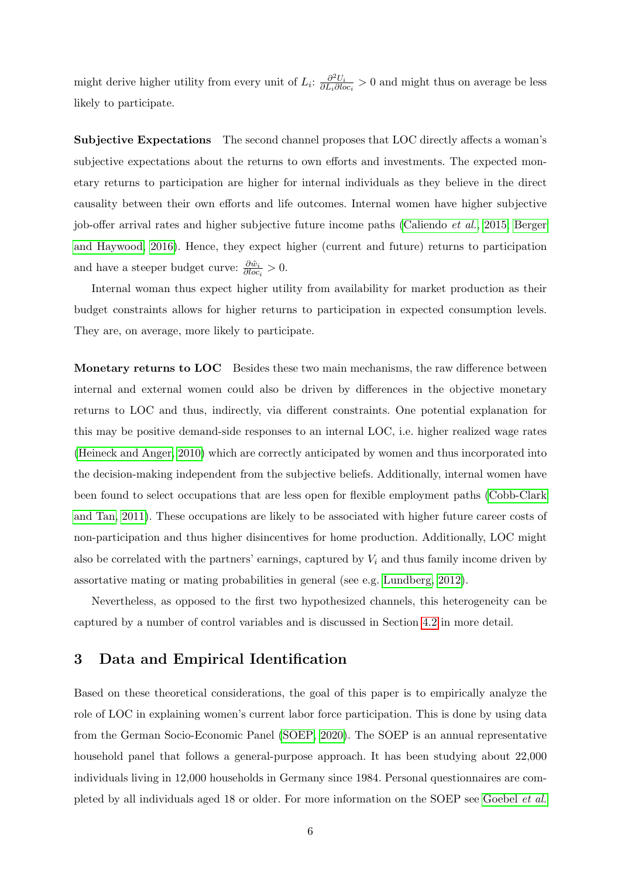might derive higher utility from every unit of $L_i$: $\frac{\partial^2 U_i}{\partial L_i \partial loc_i} > 0$ and might thus on average be less likely to participate.

**Subjective Expectations** The second channel proposes that LOC directly affects a woman's subjective expectations about the returns to own efforts and investments. The expected monetary returns to participation are higher for internal individuals as they believe in the direct causality between their own efforts and life outcomes. Internal women have higher subjective job-offer arrival rates and higher subjective future income paths (Caliendo *et al.*, 2015; Berger and Haywood, 2016). Hence, they expect higher (current and future) returns to participation and have a steeper budget curve: $\frac{\partial \tilde{w}_i}{\partial loc_i} > 0$.

Internal woman thus expect higher utility from availability for market production as their budget constraints allows for higher returns to participation in expected consumption levels. They are, on average, more likely to participate.

**Monetary returns to LOC** Besides these two main mechanisms, the raw difference between internal and external women could also be driven by differences in the objective monetary returns to LOC and thus, indirectly, via different constraints. One potential explanation for this may be positive demand-side responses to an internal LOC, i.e. higher realized wage rates (Heineck and Anger, 2010) which are correctly anticipated by women and thus incorporated into the decision-making independent from the subjective beliefs. Additionally, internal women have been found to select occupations that are less open for flexible employment paths (Cobb-Clark and Tan, 2011). These occupations are likely to be associated with higher future career costs of non-participation and thus higher disincentives for home production. Additionally, LOC might also be correlated with the partners' earnings, captured by $V_i$ and thus family income driven by assortative mating or mating probabilities in general (see e.g. Lundberg, 2012).

Nevertheless, as opposed to the first two hypothesized channels, this heterogeneity can be captured by a number of control variables and is discussed in Section 4.2 in more detail.

## 3 Data and Empirical Identification

Based on these theoretical considerations, the goal of this paper is to empirically analyze the role of LOC in explaining women's current labor force participation. This is done by using data from the German Socio-Economic Panel (SOEP, 2020). The SOEP is an annual representative household panel that follows a general-purpose approach. It has been studying about 22,000 individuals living in 12,000 households in Germany since 1984. Personal questionnaires are completed by all individuals aged 18 or older. For more information on the SOEP see Goebel *et al.*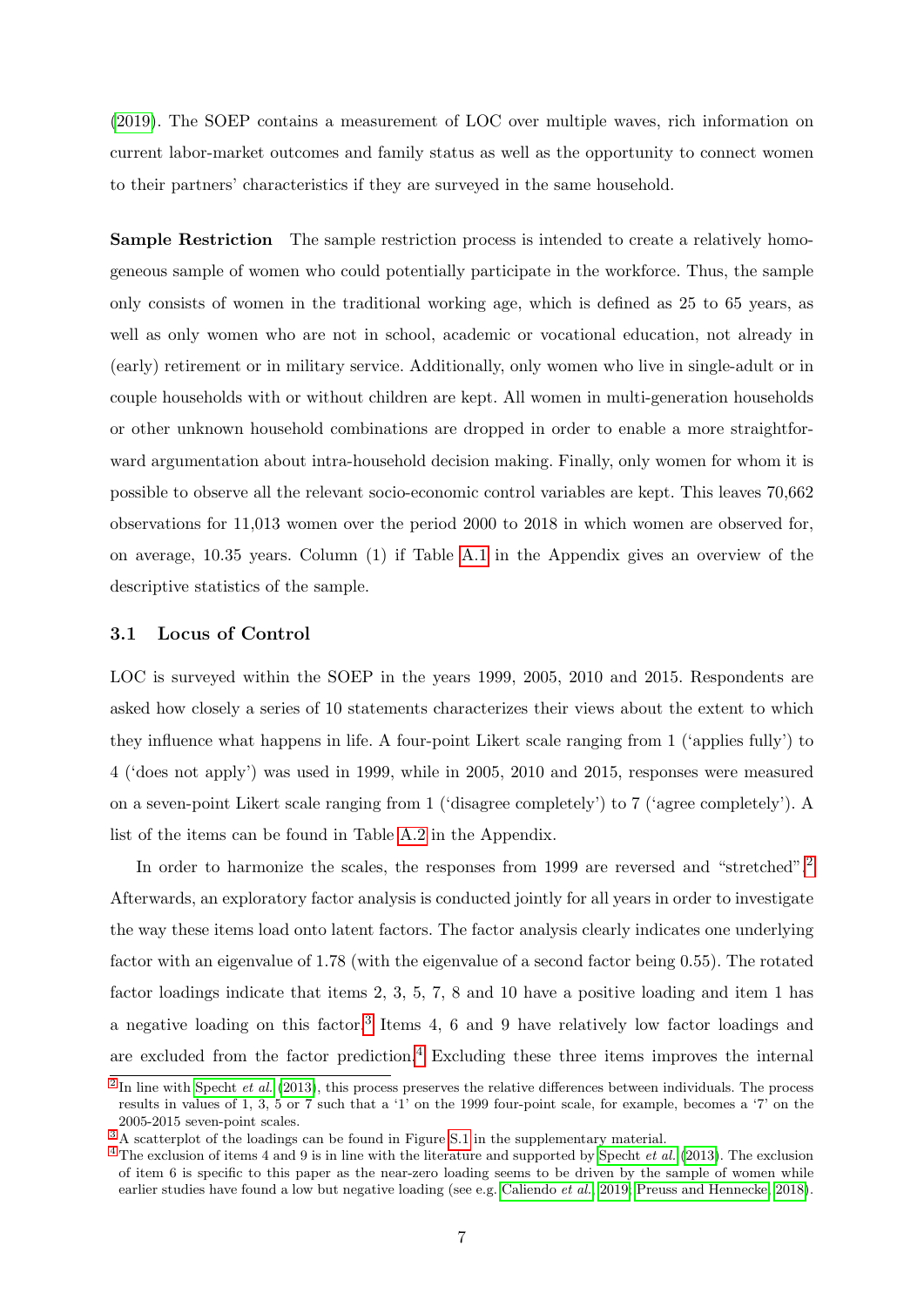(2019). The SOEP contains a measurement of LOC over multiple waves, rich information on current labor-market outcomes and family status as well as the opportunity to connect women to their partners' characteristics if they are surveyed in the same household.

**Sample Restriction** The sample restriction process is intended to create a relatively homogeneous sample of women who could potentially participate in the workforce. Thus, the sample only consists of women in the traditional working age, which is defined as 25 to 65 years, as well as only women who are not in school, academic or vocational education, not already in (early) retirement or in military service. Additionally, only women who live in single-adult or in couple households with or without children are kept. All women in multi-generation households or other unknown household combinations are dropped in order to enable a more straightforward argumentation about intra-household decision making. Finally, only women for whom it is possible to observe all the relevant socio-economic control variables are kept. This leaves 70,662 observations for 11,013 women over the period 2000 to 2018 in which women are observed for, on average, 10.35 years. Column (1) if Table A.1 in the Appendix gives an overview of the descriptive statistics of the sample.

### 3.1 Locus of Control

LOC is surveyed within the SOEP in the years 1999, 2005, 2010 and 2015. Respondents are asked how closely a series of 10 statements characterizes their views about the extent to which they influence what happens in life. A four-point Likert scale ranging from 1 ('applies fully') to 4 ('does not apply') was used in 1999, while in 2005, 2010 and 2015, responses were measured on a seven-point Likert scale ranging from 1 ('disagree completely') to 7 ('agree completely'). A list of the items can be found in Table A.2 in the Appendix.

In order to harmonize the scales, the responses from 1999 are reversed and "stretched".[2] Afterwards, an exploratory factor analysis is conducted jointly for all years in order to investigate the way these items load onto latent factors. The factor analysis clearly indicates one underlying factor with an eigenvalue of 1.78 (with the eigenvalue of a second factor being 0.55). The rotated factor loadings indicate that items 2, 3, 5, 7, 8 and 10 have a positive loading and item 1 has a negative loading on this factor.[3] Items 4, 6 and 9 have relatively low factor loadings and are excluded from the factor prediction.[4] Excluding these three items improves the internal

[2] In line with Specht *et al.* (2013), this process preserves the relative differences between individuals. The process results in values of 1, 3, 5 or 7 such that a '1' on the 1999 four-point scale, for example, becomes a '7' on the 2005-2015 seven-point scales.

[3] A scatterplot of the loadings can be found in Figure S.1 in the supplementary material.

[4] The exclusion of items 4 and 9 is in line with the literature and supported by Specht *et al.* (2013). The exclusion of item 6 is specific to this paper as the near-zero loading seems to be driven by the sample of women while earlier studies have found a low but negative loading (see e.g. Caliendo *et al.*, 2019; Preuss and Hennecke, 2018).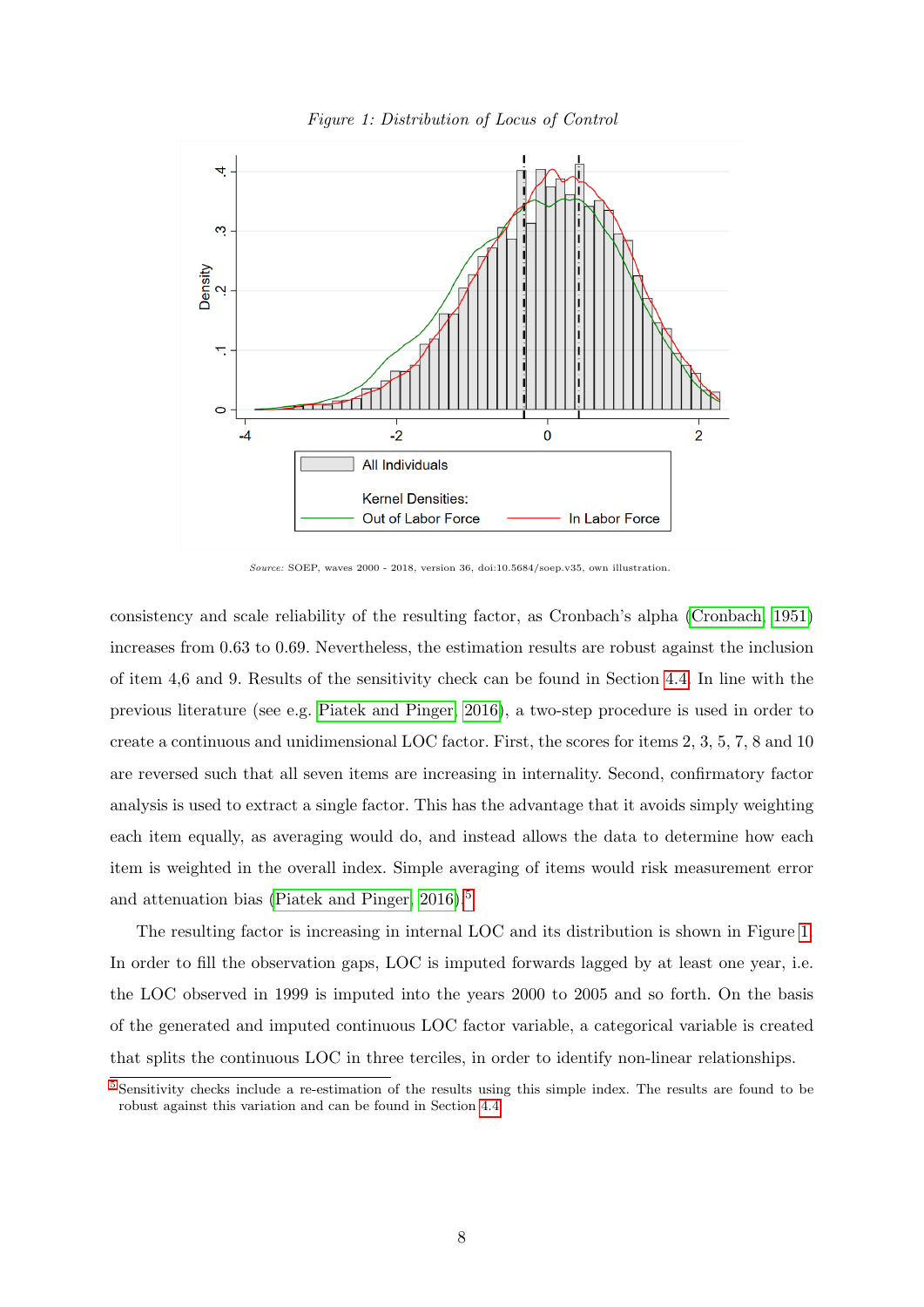*Figure 1: Distribution of Locus of Control*

*Source:* SOEP, waves 2000 - 2018, version 36, doi:10.5684/soep.v35, own illustration.

consistency and scale reliability of the resulting factor, as Cronbach's alpha (Cronbach, 1951) increases from 0.63 to 0.69. Nevertheless, the estimation results are robust against the inclusion of item 4,6 and 9. Results of the sensitivity check can be found in Section 4.4. In line with the previous literature (see e.g. Piatek and Pinger, 2016), a two-step procedure is used in order to create a continuous and unidimensional LOC factor. First, the scores for items 2, 3, 5, 7, 8 and 10 are reversed such that all seven items are increasing in internality. Second, confirmatory factor analysis is used to extract a single factor. This has the advantage that it avoids simply weighting each item equally, as averaging would do, and instead allows the data to determine how each item is weighted in the overall index. Simple averaging of items would risk measurement error and attenuation bias (Piatek and Pinger, 2016).[5]

The resulting factor is increasing in internal LOC and its distribution is shown in Figure 1. In order to fill the observation gaps, LOC is imputed forwards lagged by at least one year, i.e. the LOC observed in 1999 is imputed into the years 2000 to 2005 and so forth. On the basis of the generated and imputed continuous LOC factor variable, a categorical variable is created that splits the continuous LOC in three terciles, in order to identify non-linear relationships.

[5] Sensitivity checks include a re-estimation of the results using this simple index. The results are found to be robust against this variation and can be found in Section 4.4.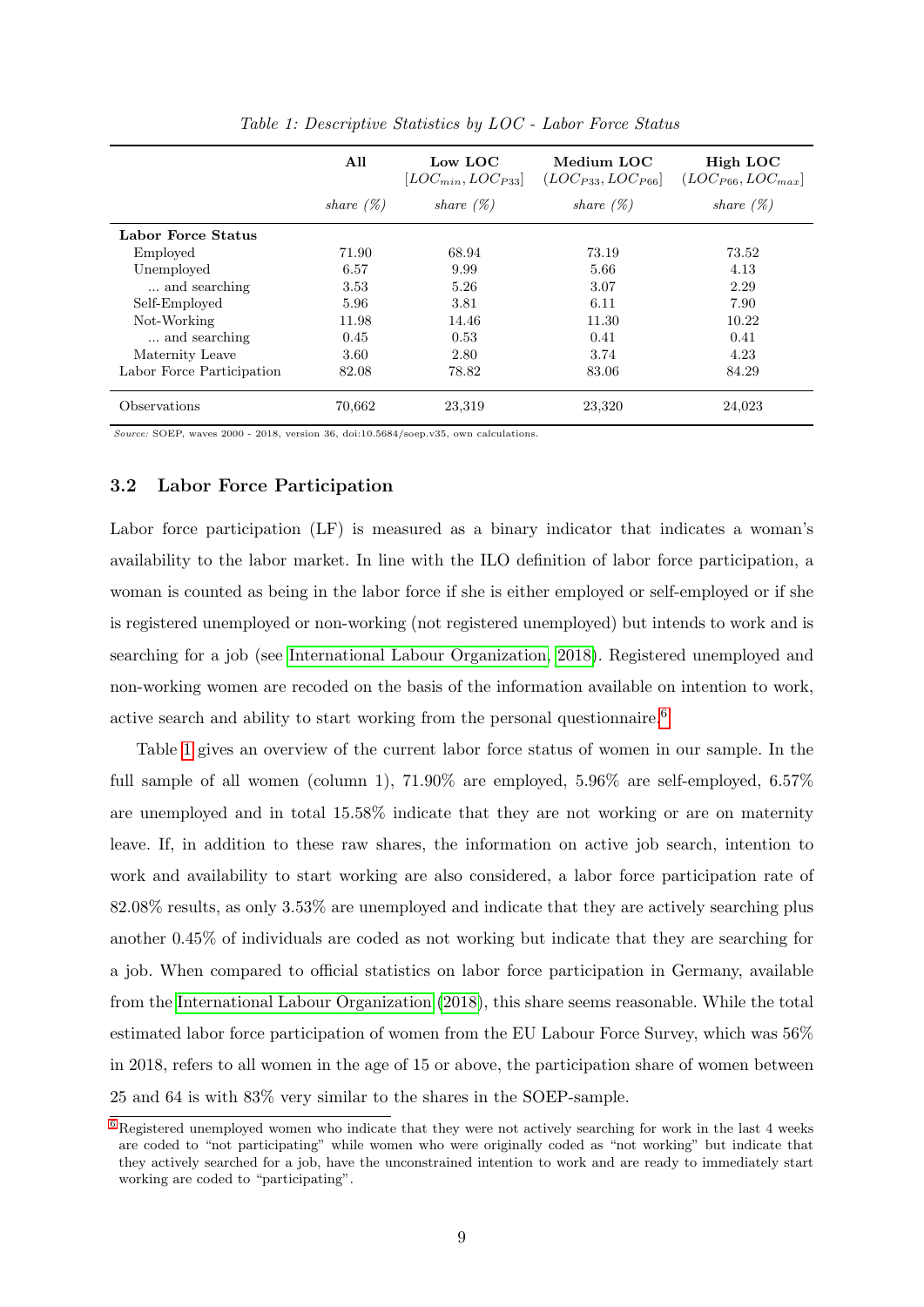*Table 1: Descriptive Statistics by LOC - Labor Force Status*

| | All | Low LOC $[LOC_{min}, LOC_{P33}]$ | Medium LOC $(LOC_{P33}, LOC_{P66}]$ | High LOC $(LOC_{P66}, LOC_{max}]$ |
|---|---|---|---|---|
| | *share (%)* | *share (%)* | *share (%)* | *share (%)* |
| **Labor Force Status** | | | | |
| Employed | 71.90 | 68.94 | 73.19 | 73.52 |
| Unemployed | 6.57 | 9.99 | 5.66 | 4.13 |
| ... and searching | 3.53 | 5.26 | 3.07 | 2.29 |
| Self-Employed | 5.96 | 3.81 | 6.11 | 7.90 |
| Not-Working | 11.98 | 14.46 | 11.30 | 10.22 |
| ... and searching | 0.45 | 0.53 | 0.41 | 0.41 |
| Maternity Leave | 3.60 | 2.80 | 3.74 | 4.23 |
| Labor Force Participation | 82.08 | 78.82 | 83.06 | 84.29 |
| Observations | 70,662 | 23,319 | 23,320 | 24,023 |

*Source:* SOEP, waves 2000 - 2018, version 36, doi:10.5684/soep.v35, own calculations.

## 3.2 Labor Force Participation

Labor force participation (LF) is measured as a binary indicator that indicates a woman's availability to the labor market. In line with the ILO definition of labor force participation, a woman is counted as being in the labor force if she is either employed or self-employed or if she is registered unemployed or non-working (not registered unemployed) but intends to work and is searching for a job (see International Labour Organization, 2018). Registered unemployed and non-working women are recoded on the basis of the information available on intention to work, active search and ability to start working from the personal questionnaire.[6]

Table 1 gives an overview of the current labor force status of women in our sample. In the full sample of all women (column 1), 71.90% are employed, 5.96% are self-employed, 6.57% are unemployed and in total 15.58% indicate that they are not working or are on maternity leave. If, in addition to these raw shares, the information on active job search, intention to work and availability to start working are also considered, a labor force participation rate of 82.08% results, as only 3.53% are unemployed and indicate that they are actively searching plus another 0.45% of individuals are coded as not working but indicate that they are searching for a job. When compared to official statistics on labor force participation in Germany, available from the International Labour Organization (2018), this share seems reasonable. While the total estimated labor force participation of women from the EU Labour Force Survey, which was 56% in 2018, refers to all women in the age of 15 or above, the participation share of women between 25 and 64 is with 83% very similar to the shares in the SOEP-sample.

[6] Registered unemployed women who indicate that they were not actively searching for work in the last 4 weeks are coded to "not participating" while women who were originally coded as "not working" but indicate that they actively searched for a job, have the unconstrained intention to work and are ready to immediately start working are coded to "participating".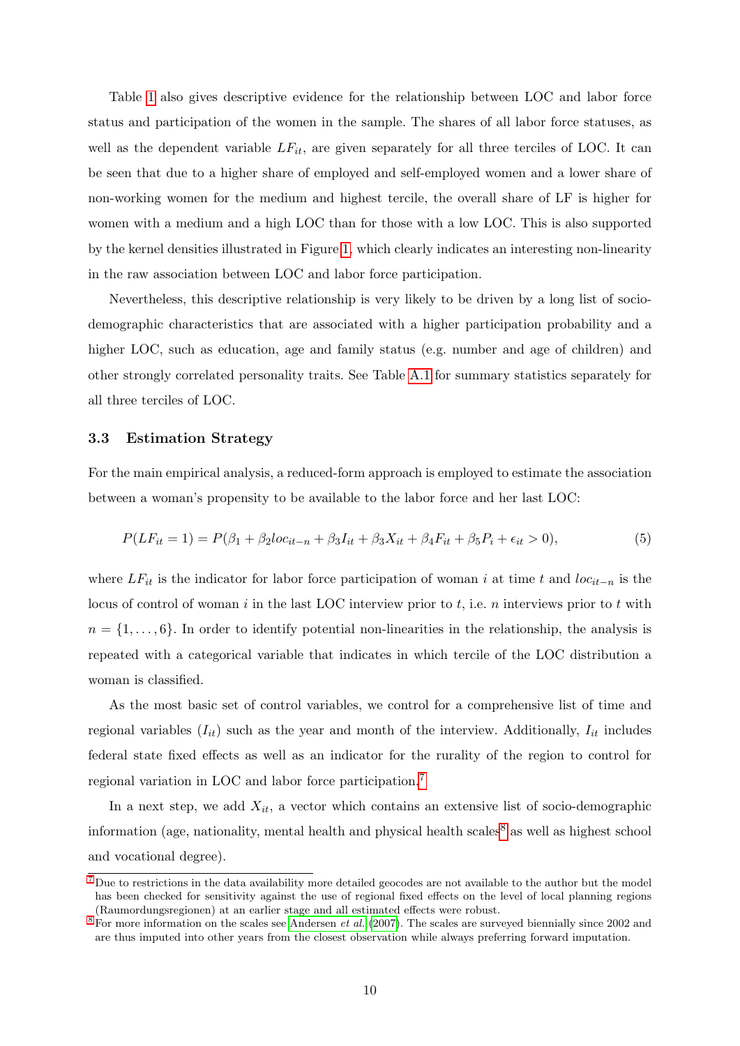Table 1 also gives descriptive evidence for the relationship between LOC and labor force status and participation of the women in the sample. The shares of all labor force statuses, as well as the dependent variable $LF_{it}$, are given separately for all three terciles of LOC. It can be seen that due to a higher share of employed and self-employed women and a lower share of non-working women for the medium and highest tercile, the overall share of LF is higher for women with a medium and a high LOC than for those with a low LOC. This is also supported by the kernel densities illustrated in Figure 1, which clearly indicates an interesting non-linearity in the raw association between LOC and labor force participation.

Nevertheless, this descriptive relationship is very likely to be driven by a long list of socio-demographic characteristics that are associated with a higher participation probability and a higher LOC, such as education, age and family status (e.g. number and age of children) and other strongly correlated personality traits. See Table A.1 for summary statistics separately for all three terciles of LOC.

### 3.3 Estimation Strategy

For the main empirical analysis, a reduced-form approach is employed to estimate the association between a woman's propensity to be available to the labor force and her last LOC:

$$P(LF_{it} = 1) = P(\beta_1 + \beta_2 loc_{it-n} + \beta_3 I_{it} + \beta_3 X_{it} + \beta_4 F_{it} + \beta_5 P_i + \epsilon_{it} > 0), \tag{5}$$

where $LF_{it}$ is the indicator for labor force participation of woman $i$ at time $t$ and $loc_{it-n}$ is the locus of control of woman $i$ in the last LOC interview prior to $t$, i.e. $n$ interviews prior to $t$ with $n = \{1, \ldots, 6\}$. In order to identify potential non-linearities in the relationship, the analysis is repeated with a categorical variable that indicates in which tercile of the LOC distribution a woman is classified.

As the most basic set of control variables, we control for a comprehensive list of time and regional variables ($I_{it}$) such as the year and month of the interview. Additionally, $I_{it}$ includes federal state fixed effects as well as an indicator for the rurality of the region to control for regional variation in LOC and labor force participation.[7]

In a next step, we add $X_{it}$, a vector which contains an extensive list of socio-demographic information (age, nationality, mental health and physical health scales[8] as well as highest school and vocational degree).

[7] Due to restrictions in the data availability more detailed geocodes are not available to the author but the model has been checked for sensitivity against the use of regional fixed effects on the level of local planning regions (Raumordungsregionen) at an earlier stage and all estimated effects were robust.

[8] For more information on the scales see Andersen *et al.* (2007). The scales are surveyed biennially since 2002 and are thus imputed into other years from the closest observation while always preferring forward imputation.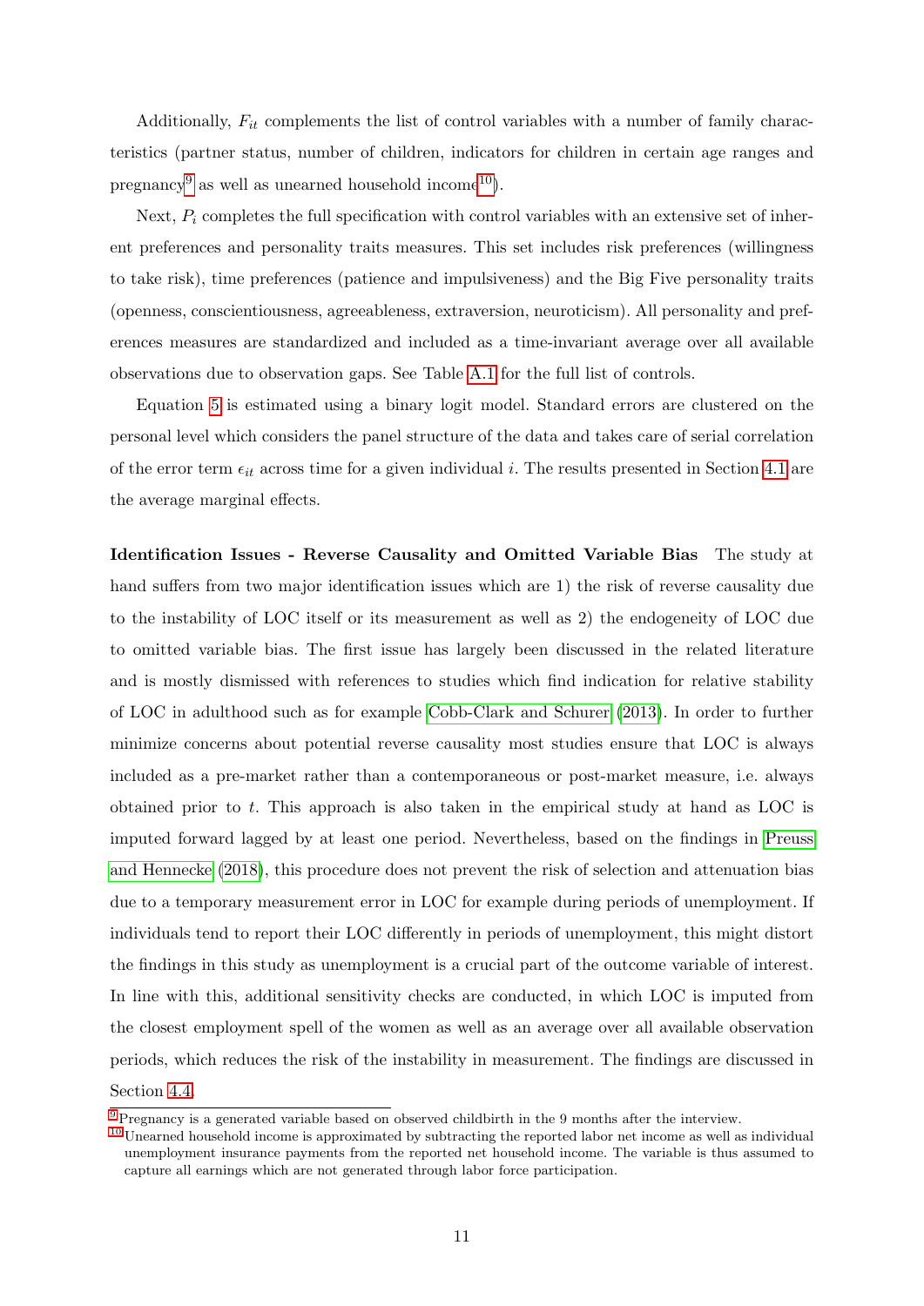Additionally, $F_{it}$ complements the list of control variables with a number of family characteristics (partner status, number of children, indicators for children in certain age ranges and pregnancy[9] as well as unearned household income[10]).

Next, $P_i$ completes the full specification with control variables with an extensive set of inherent preferences and personality traits measures. This set includes risk preferences (willingness to take risk), time preferences (patience and impulsiveness) and the Big Five personality traits (openness, conscientiousness, agreeableness, extraversion, neuroticism). All personality and preferences measures are standardized and included as a time-invariant average over all available observations due to observation gaps. See Table A.1 for the full list of controls.

Equation 5 is estimated using a binary logit model. Standard errors are clustered on the personal level which considers the panel structure of the data and takes care of serial correlation of the error term $\epsilon_{it}$ across time for a given individual $i$. The results presented in Section 4.1 are the average marginal effects.

**Identification Issues - Reverse Causality and Omitted Variable Bias** The study at hand suffers from two major identification issues which are 1) the risk of reverse causality due to the instability of LOC itself or its measurement as well as 2) the endogeneity of LOC due to omitted variable bias. The first issue has largely been discussed in the related literature and is mostly dismissed with references to studies which find indication for relative stability of LOC in adulthood such as for example Cobb-Clark and Schurer (2013). In order to further minimize concerns about potential reverse causality most studies ensure that LOC is always included as a pre-market rather than a contemporaneous or post-market measure, i.e. always obtained prior to $t$. This approach is also taken in the empirical study at hand as LOC is imputed forward lagged by at least one period. Nevertheless, based on the findings in Preuss and Hennecke (2018), this procedure does not prevent the risk of selection and attenuation bias due to a temporary measurement error in LOC for example during periods of unemployment. If individuals tend to report their LOC differently in periods of unemployment, this might distort the findings in this study as unemployment is a crucial part of the outcome variable of interest. In line with this, additional sensitivity checks are conducted, in which LOC is imputed from the closest employment spell of the women as well as an average over all available observation periods, which reduces the risk of the instability in measurement. The findings are discussed in Section 4.4.

[9] Pregnancy is a generated variable based on observed childbirth in the 9 months after the interview.

[10] Unearned household income is approximated by subtracting the reported labor net income as well as individual unemployment insurance payments from the reported net household income. The variable is thus assumed to capture all earnings which are not generated through labor force participation.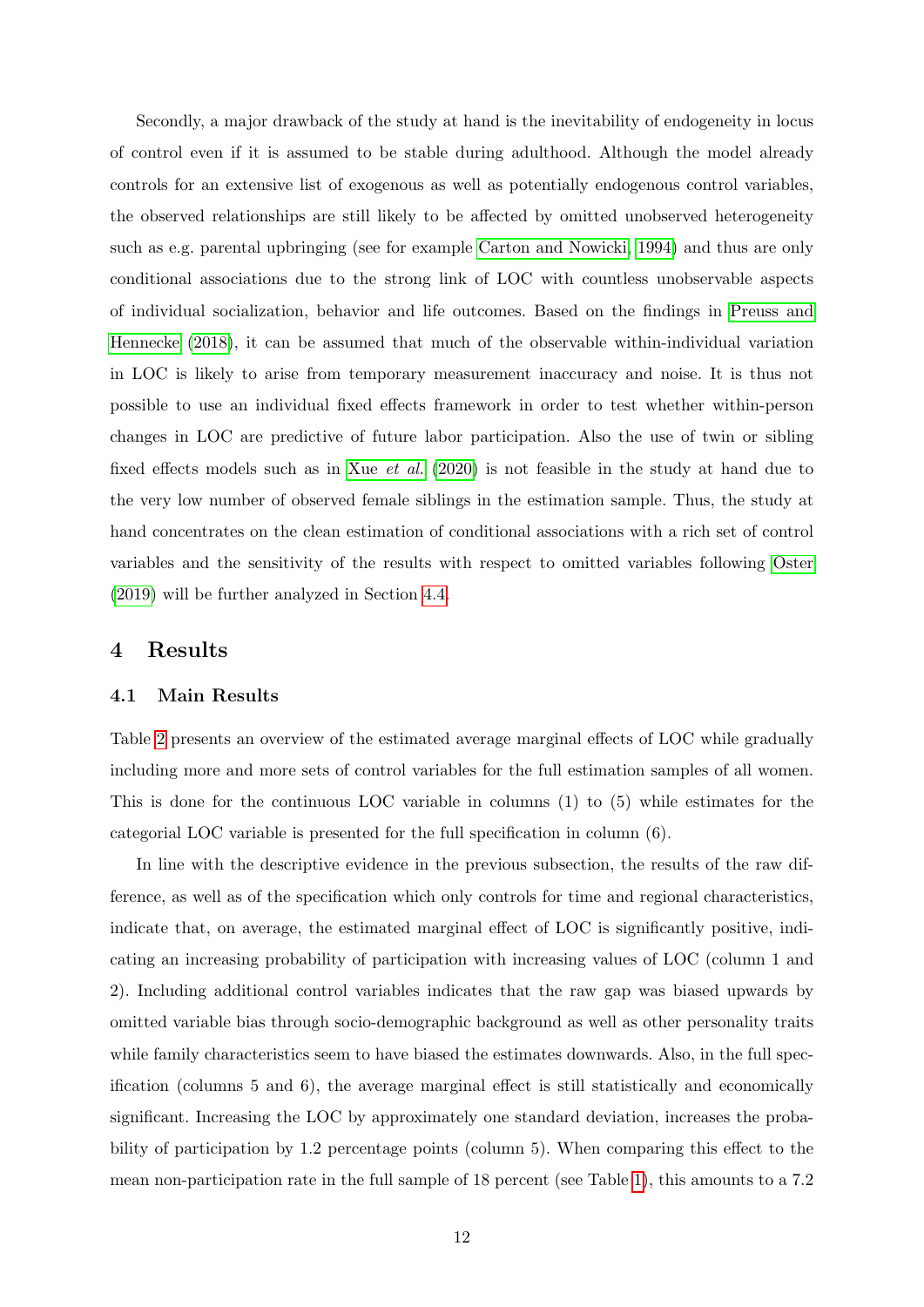Secondly, a major drawback of the study at hand is the inevitability of endogeneity in locus of control even if it is assumed to be stable during adulthood. Although the model already controls for an extensive list of exogenous as well as potentially endogenous control variables, the observed relationships are still likely to be affected by omitted unobserved heterogeneity such as e.g. parental upbringing (see for example Carton and Nowicki, 1994) and thus are only conditional associations due to the strong link of LOC with countless unobservable aspects of individual socialization, behavior and life outcomes. Based on the findings in Preuss and Hennecke (2018), it can be assumed that much of the observable within-individual variation in LOC is likely to arise from temporary measurement inaccuracy and noise. It is thus not possible to use an individual fixed effects framework in order to test whether within-person changes in LOC are predictive of future labor participation. Also the use of twin or sibling fixed effects models such as in Xue *et al.* (2020) is not feasible in the study at hand due to the very low number of observed female siblings in the estimation sample. Thus, the study at hand concentrates on the clean estimation of conditional associations with a rich set of control variables and the sensitivity of the results with respect to omitted variables following Oster (2019) will be further analyzed in Section 4.4.

# 4 Results

## 4.1 Main Results

Table 2 presents an overview of the estimated average marginal effects of LOC while gradually including more and more sets of control variables for the full estimation samples of all women. This is done for the continuous LOC variable in columns (1) to (5) while estimates for the categorial LOC variable is presented for the full specification in column (6).

In line with the descriptive evidence in the previous subsection, the results of the raw difference, as well as of the specification which only controls for time and regional characteristics, indicate that, on average, the estimated marginal effect of LOC is significantly positive, indicating an increasing probability of participation with increasing values of LOC (column 1 and 2). Including additional control variables indicates that the raw gap was biased upwards by omitted variable bias through socio-demographic background as well as other personality traits while family characteristics seem to have biased the estimates downwards. Also, in the full specification (columns 5 and 6), the average marginal effect is still statistically and economically significant. Increasing the LOC by approximately one standard deviation, increases the probability of participation by 1.2 percentage points (column 5). When comparing this effect to the mean non-participation rate in the full sample of 18 percent (see Table 1), this amounts to a 7.2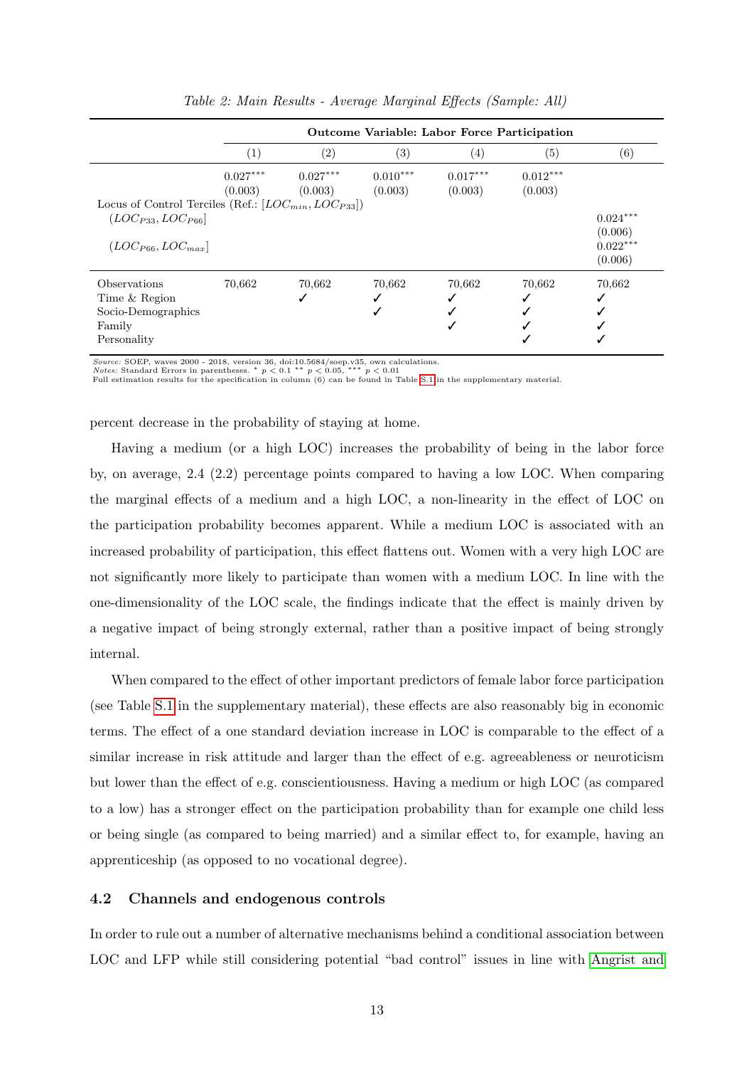*Table 2: Main Results - Average Marginal Effects (Sample: All)*

| | Outcome Variable: Labor Force Participation | | | | | |
|---|---|---|---|---|---|---|
| | (1) | (2) | (3) | (4) | (5) | (6) |
| | $0.027^{***}$ | $0.027^{***}$ | $0.010^{***}$ | $0.017^{***}$ | $0.012^{***}$ | |
| | (0.003) | (0.003) | (0.003) | (0.003) | (0.003) | |
| Locus of Control Terciles (Ref.: $[LOC_{min}, LOC_{P33}]$) | | | | | | |
| $(LOC_{P33}, LOC_{P66}]$ | | | | | | $0.024^{***}$ |
| | | | | | | (0.006) |
| $(LOC_{P66}, LOC_{max}]$ | | | | | | $0.022^{***}$ |
| | | | | | | (0.006) |
| Observations | 70,662 | 70,662 | 70,662 | 70,662 | 70,662 | 70,662 |
| Time & Region | | ✓ | ✓ | ✓ | ✓ | ✓ |
| Socio-Demographics | | | ✓ | ✓ | ✓ | ✓ |
| Family | | | | ✓ | ✓ | ✓ |
| Personality | | | | | ✓ | ✓ |

*Source:* SOEP, waves 2000 - 2018, version 36, doi:10.5684/soep.v35, own calculations.
*Notes:* Standard Errors in parentheses. * $p < 0.1$ ** $p < 0.05$, *** $p < 0.01$
Full estimation results for the specification in column (6) can be found in Table S.1 in the supplementary material.

percent decrease in the probability of staying at home.

Having a medium (or a high LOC) increases the probability of being in the labor force by, on average, 2.4 (2.2) percentage points compared to having a low LOC. When comparing the marginal effects of a medium and a high LOC, a non-linearity in the effect of LOC on the participation probability becomes apparent. While a medium LOC is associated with an increased probability of participation, this effect flattens out. Women with a very high LOC are not significantly more likely to participate than women with a medium LOC. In line with the one-dimensionality of the LOC scale, the findings indicate that the effect is mainly driven by a negative impact of being strongly external, rather than a positive impact of being strongly internal.

When compared to the effect of other important predictors of female labor force participation (see Table S.1 in the supplementary material), these effects are also reasonably big in economic terms. The effect of a one standard deviation increase in LOC is comparable to the effect of a similar increase in risk attitude and larger than the effect of e.g. agreeableness or neuroticism but lower than the effect of e.g. conscientiousness. Having a medium or high LOC (as compared to a low) has a stronger effect on the participation probability than for example one child less or being single (as compared to being married) and a similar effect to, for example, having an apprenticeship (as opposed to no vocational degree).

## 4.2 Channels and endogenous controls

In order to rule out a number of alternative mechanisms behind a conditional association between LOC and LFP while still considering potential "bad control" issues in line with Angrist and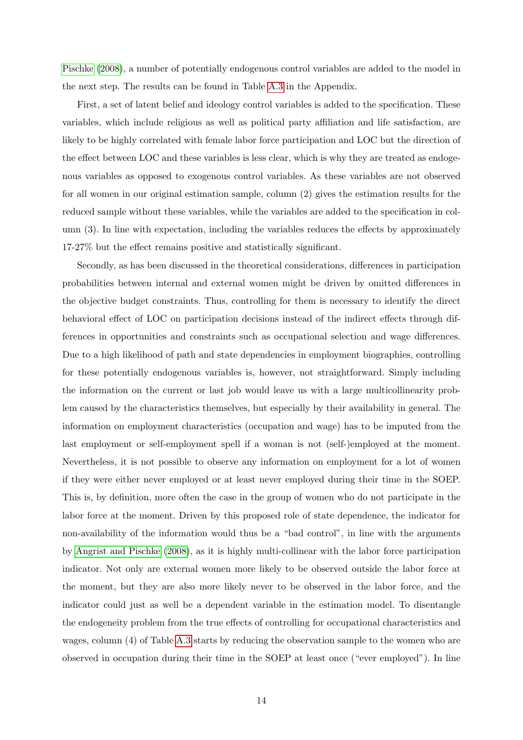Pischke (2008), a number of potentially endogenous control variables are added to the model in the next step. The results can be found in Table A.3 in the Appendix.

First, a set of latent belief and ideology control variables is added to the specification. These variables, which include religious as well as political party affiliation and life satisfaction, are likely to be highly correlated with female labor force participation and LOC but the direction of the effect between LOC and these variables is less clear, which is why they are treated as endogenous variables as opposed to exogenous control variables. As these variables are not observed for all women in our original estimation sample, column (2) gives the estimation results for the reduced sample without these variables, while the variables are added to the specification in column (3). In line with expectation, including the variables reduces the effects by approximately 17-27% but the effect remains positive and statistically significant.

Secondly, as has been discussed in the theoretical considerations, differences in participation probabilities between internal and external women might be driven by omitted differences in the objective budget constraints. Thus, controlling for them is necessary to identify the direct behavioral effect of LOC on participation decisions instead of the indirect effects through differences in opportunities and constraints such as occupational selection and wage differences. Due to a high likelihood of path and state dependencies in employment biographies, controlling for these potentially endogenous variables is, however, not straightforward. Simply including the information on the current or last job would leave us with a large multicollinearity problem caused by the characteristics themselves, but especially by their availability in general. The information on employment characteristics (occupation and wage) has to be imputed from the last employment or self-employment spell if a woman is not (self-)employed at the moment. Nevertheless, it is not possible to observe any information on employment for a lot of women if they were either never employed or at least never employed during their time in the SOEP. This is, by definition, more often the case in the group of women who do not participate in the labor force at the moment. Driven by this proposed role of state dependence, the indicator for non-availability of the information would thus be a "bad control", in line with the arguments by Angrist and Pischke (2008), as it is highly multi-collinear with the labor force participation indicator. Not only are external women more likely to be observed outside the labor force at the moment, but they are also more likely never to be observed in the labor force, and the indicator could just as well be a dependent variable in the estimation model. To disentangle the endogeneity problem from the true effects of controlling for occupational characteristics and wages, column (4) of Table A.3 starts by reducing the observation sample to the women who are observed in occupation during their time in the SOEP at least once ("ever employed"). In line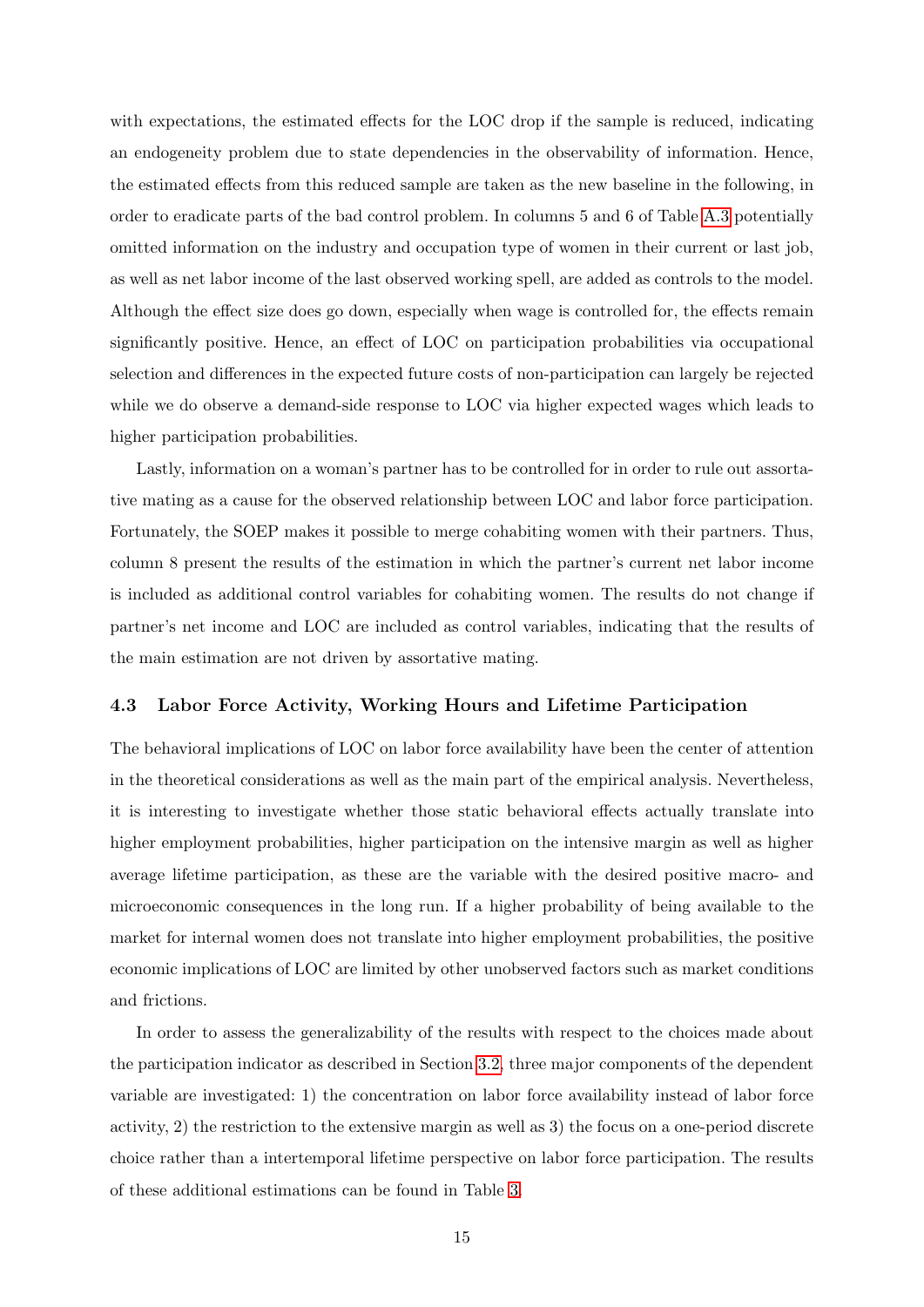with expectations, the estimated effects for the LOC drop if the sample is reduced, indicating an endogeneity problem due to state dependencies in the observability of information. Hence, the estimated effects from this reduced sample are taken as the new baseline in the following, in order to eradicate parts of the bad control problem. In columns 5 and 6 of Table A.3 potentially omitted information on the industry and occupation type of women in their current or last job, as well as net labor income of the last observed working spell, are added as controls to the model. Although the effect size does go down, especially when wage is controlled for, the effects remain significantly positive. Hence, an effect of LOC on participation probabilities via occupational selection and differences in the expected future costs of non-participation can largely be rejected while we do observe a demand-side response to LOC via higher expected wages which leads to higher participation probabilities.

Lastly, information on a woman's partner has to be controlled for in order to rule out assortative mating as a cause for the observed relationship between LOC and labor force participation. Fortunately, the SOEP makes it possible to merge cohabiting women with their partners. Thus, column 8 present the results of the estimation in which the partner's current net labor income is included as additional control variables for cohabiting women. The results do not change if partner's net income and LOC are included as control variables, indicating that the results of the main estimation are not driven by assortative mating.

### 4.3 Labor Force Activity, Working Hours and Lifetime Participation

The behavioral implications of LOC on labor force availability have been the center of attention in the theoretical considerations as well as the main part of the empirical analysis. Nevertheless, it is interesting to investigate whether those static behavioral effects actually translate into higher employment probabilities, higher participation on the intensive margin as well as higher average lifetime participation, as these are the variable with the desired positive macro- and microeconomic consequences in the long run. If a higher probability of being available to the market for internal women does not translate into higher employment probabilities, the positive economic implications of LOC are limited by other unobserved factors such as market conditions and frictions.

In order to assess the generalizability of the results with respect to the choices made about the participation indicator as described in Section 3.2, three major components of the dependent variable are investigated: 1) the concentration on labor force availability instead of labor force activity, 2) the restriction to the extensive margin as well as 3) the focus on a one-period discrete choice rather than a intertemporal lifetime perspective on labor force participation. The results of these additional estimations can be found in Table 3.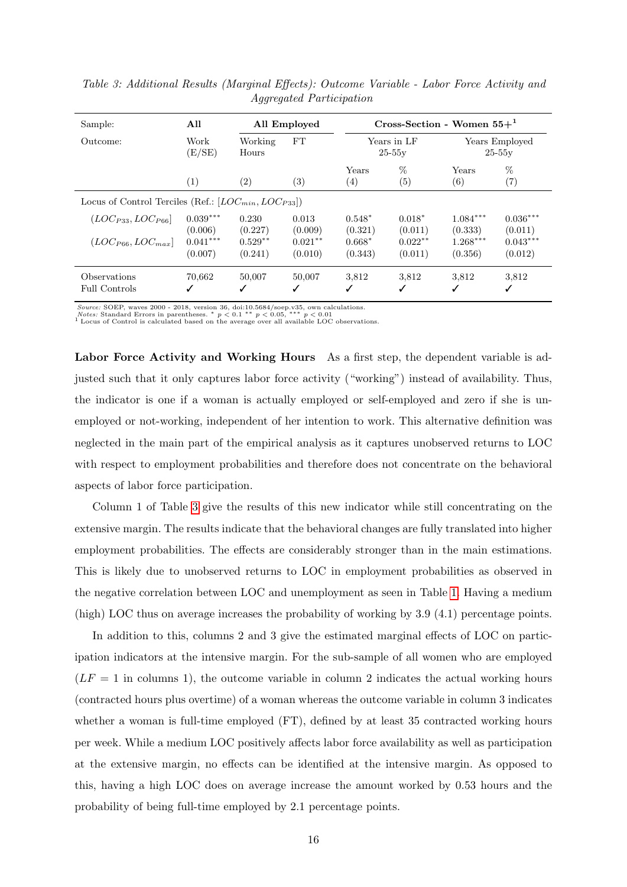*Table 3: Additional Results (Marginal Effects): Outcome Variable - Labor Force Activity and Aggregated Participation*

| Sample: | **All** | **All Employed** | | **Cross-Section - Women 55+[1]** | | | |
|---|---|---|---|---|---|---|---|
| Outcome: | Work (E/SE) | Working Hours | FT | Years in LF 25-55y | | Years Employed 25-55y | |
| | | | | Years | % | Years | % |
| | (1) | (2) | (3) | (4) | (5) | (6) | (7) |
| Locus of Control Terciles (Ref.: $[LOC_{min}, LOC_{P33}]$) | | | | | | | |
| $(LOC_{P33}, LOC_{P66}]$ | $0.039^{***}$ | 0.230 | 0.013 | $0.548^{*}$ | $0.018^{*}$ | $1.084^{***}$ | $0.036^{***}$ |
| | (0.006) | (0.227) | (0.009) | (0.321) | (0.011) | (0.333) | (0.011) |
| $(LOC_{P66}, LOC_{max}]$ | $0.041^{***}$ | $0.529^{**}$ | $0.021^{**}$ | $0.668^{*}$ | $0.022^{**}$ | $1.268^{***}$ | $0.043^{***}$ |
| | (0.007) | (0.241) | (0.010) | (0.343) | (0.011) | (0.356) | (0.012) |
| Observations | 70,662 | 50,007 | 50,007 | 3,812 | 3,812 | 3,812 | 3,812 |
| Full Controls | ✓ | ✓ | ✓ | ✓ | ✓ | ✓ | ✓ |

*Source:* SOEP, waves 2000 - 2018, version 36, doi:10.5684/soep.v35, own calculations.
*Notes:* Standard Errors in parentheses. $^{*}$ $p < 0.1$ $^{**}$ $p < 0.05$, $^{***}$ $p < 0.01$
[1] Locus of Control is calculated based on the average over all available LOC observations.

**Labor Force Activity and Working Hours** As a first step, the dependent variable is adjusted such that it only captures labor force activity ("working") instead of availability. Thus, the indicator is one if a woman is actually employed or self-employed and zero if she is unemployed or not-working, independent of her intention to work. This alternative definition was neglected in the main part of the empirical analysis as it captures unobserved returns to LOC with respect to employment probabilities and therefore does not concentrate on the behavioral aspects of labor force participation.

Column 1 of Table 3 give the results of this new indicator while still concentrating on the extensive margin. The results indicate that the behavioral changes are fully translated into higher employment probabilities. The effects are considerably stronger than in the main estimations. This is likely due to unobserved returns to LOC in employment probabilities as observed in the negative correlation between LOC and unemployment as seen in Table 1. Having a medium (high) LOC thus on average increases the probability of working by 3.9 (4.1) percentage points.

In addition to this, columns 2 and 3 give the estimated marginal effects of LOC on participation indicators at the intensive margin. For the sub-sample of all women who are employed ($LF = 1$ in columns 1), the outcome variable in column 2 indicates the actual working hours (contracted hours plus overtime) of a woman whereas the outcome variable in column 3 indicates whether a woman is full-time employed (FT), defined by at least 35 contracted working hours per week. While a medium LOC positively affects labor force availability as well as participation at the extensive margin, no effects can be identified at the intensive margin. As opposed to this, having a high LOC does on average increase the amount worked by 0.53 hours and the probability of being full-time employed by 2.1 percentage points.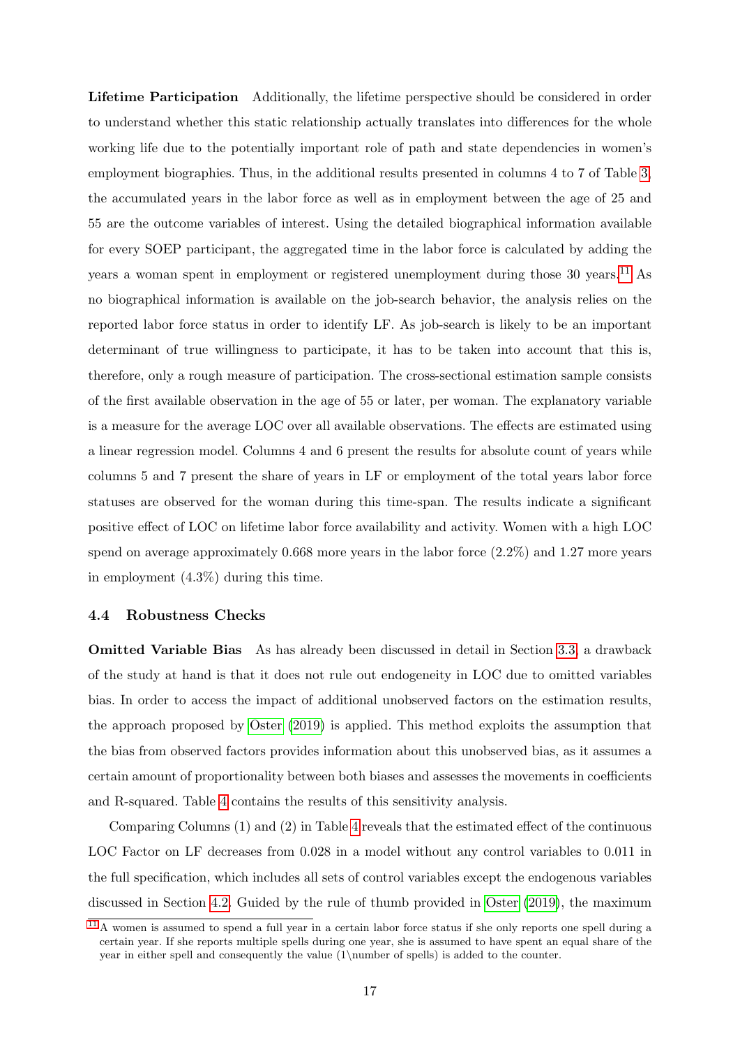**Lifetime Participation** Additionally, the lifetime perspective should be considered in order to understand whether this static relationship actually translates into differences for the whole working life due to the potentially important role of path and state dependencies in women's employment biographies. Thus, in the additional results presented in columns 4 to 7 of Table 3, the accumulated years in the labor force as well as in employment between the age of 25 and 55 are the outcome variables of interest. Using the detailed biographical information available for every SOEP participant, the aggregated time in the labor force is calculated by adding the years a woman spent in employment or registered unemployment during those 30 years.[11] As no biographical information is available on the job-search behavior, the analysis relies on the reported labor force status in order to identify LF. As job-search is likely to be an important determinant of true willingness to participate, it has to be taken into account that this is, therefore, only a rough measure of participation. The cross-sectional estimation sample consists of the first available observation in the age of 55 or later, per woman. The explanatory variable is a measure for the average LOC over all available observations. The effects are estimated using a linear regression model. Columns 4 and 6 present the results for absolute count of years while columns 5 and 7 present the share of years in LF or employment of the total years labor force statuses are observed for the woman during this time-span. The results indicate a significant positive effect of LOC on lifetime labor force availability and activity. Women with a high LOC spend on average approximately 0.668 more years in the labor force (2.2%) and 1.27 more years in employment (4.3%) during this time.

### 4.4 Robustness Checks

**Omitted Variable Bias** As has already been discussed in detail in Section 3.3, a drawback of the study at hand is that it does not rule out endogeneity in LOC due to omitted variables bias. In order to access the impact of additional unobserved factors on the estimation results, the approach proposed by Oster (2019) is applied. This method exploits the assumption that the bias from observed factors provides information about this unobserved bias, as it assumes a certain amount of proportionality between both biases and assesses the movements in coefficients and R-squared. Table 4 contains the results of this sensitivity analysis.

Comparing Columns (1) and (2) in Table 4 reveals that the estimated effect of the continuous LOC Factor on LF decreases from 0.028 in a model without any control variables to 0.011 in the full specification, which includes all sets of control variables except the endogenous variables discussed in Section 4.2. Guided by the rule of thumb provided in Oster (2019), the maximum

[11] A women is assumed to spend a full year in a certain labor force status if she only reports one spell during a certain year. If she reports multiple spells during one year, she is assumed to have spent an equal share of the year in either spell and consequently the value (1\number of spells) is added to the counter.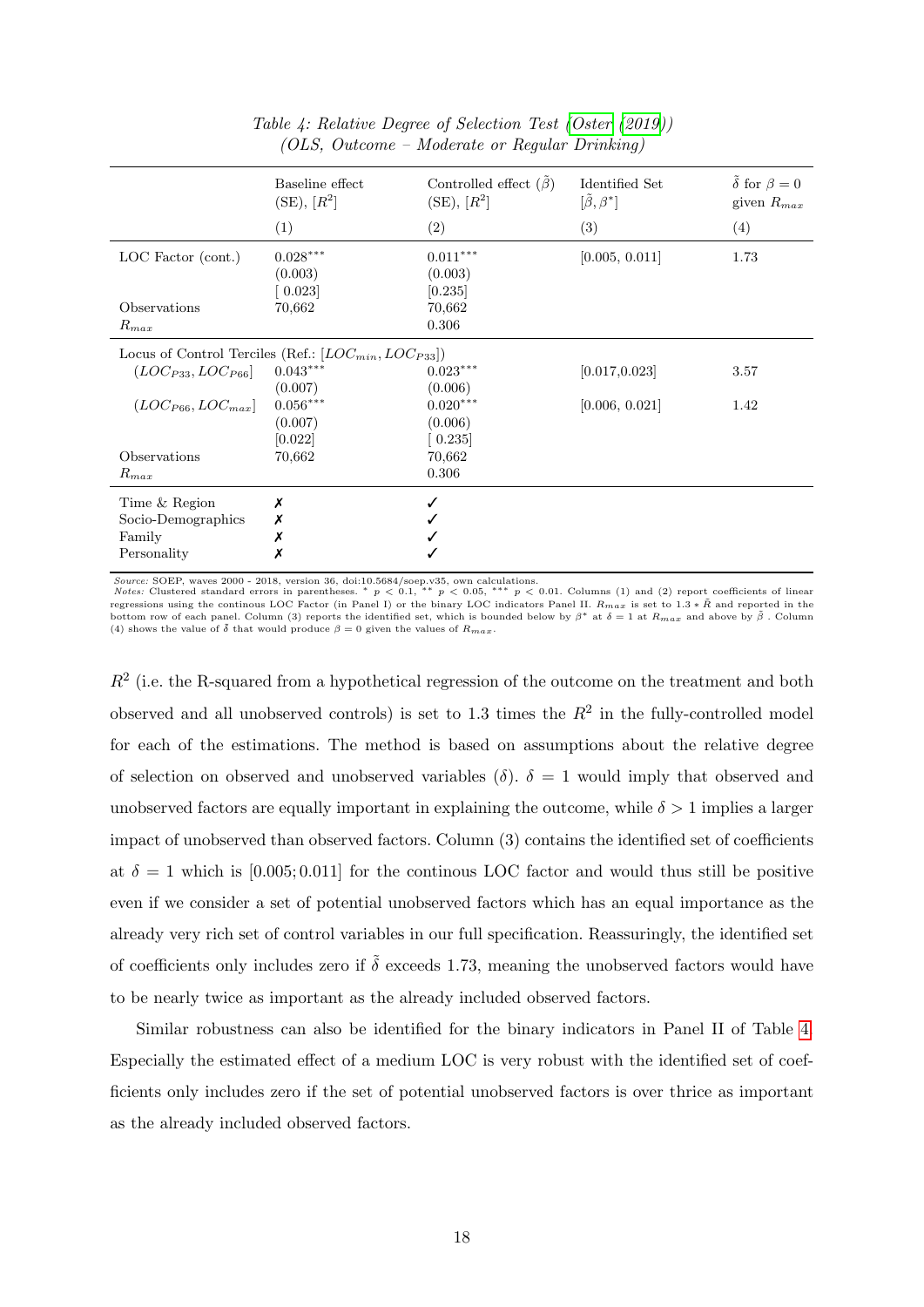*Table 4: Relative Degree of Selection Test (Oster (2019))*
*(OLS, Outcome – Moderate or Regular Drinking)*

| | Baseline effect (SE), $[R^2]$ | Controlled effect ($\tilde{\beta}$) (SE), $[R^2]$ | Identified Set $[\tilde{\beta}, \beta^*]$ | $\tilde{\delta}$ for $\beta = 0$ given $R_{max}$ |
|---|---|---|---|---|
| | (1) | (2) | (3) | (4) |
| LOC Factor (cont.) | $0.028^{***}$ | $0.011^{***}$ | [0.005, 0.011] | 1.73 |
| | (0.003) | (0.003) | | |
| | [ 0.023] | [0.235] | | |
| Observations | 70,662 | 70,662 | | |
| $R_{max}$ | | 0.306 | | |
| Locus of Control Terciles (Ref.: $[LOC_{min}, LOC_{P33}]$) | | | | |
| $(LOC_{P33}, LOC_{P66}]$ | $0.043^{***}$ | $0.023^{***}$ | [0.017,0.023] | 3.57 |
| | (0.007) | (0.006) | | |
| $(LOC_{P66}, LOC_{max}]$ | $0.056^{***}$ | $0.020^{***}$ | [0.006, 0.021] | 1.42 |
| | (0.007) | (0.006) | | |
| | [0.022] | [ 0.235] | | |
| Observations | 70,662 | 70,662 | | |
| $R_{max}$ | | 0.306 | | |
| Time & Region | ✗ | ✓ | | |
| Socio-Demographics | ✗ | ✓ | | |
| Family | ✗ | ✓ | | |
| Personality | ✗ | ✓ | | |

*Source:* SOEP, waves 2000 - 2018, version 36, doi:10.5684/soep.v35, own calculations.
*Notes:* Clustered standard errors in parentheses. * $p < 0.1$, ** $p < 0.05$, *** $p < 0.01$. Columns (1) and (2) report coefficients of linear regressions using the continous LOC Factor (in Panel I) or the binary LOC indicators Panel II. $R_{max}$ is set to $1.3 * \tilde{R}$ and reported in the bottom row of each panel. Column (3) reports the identified set, which is bounded below by $\beta^*$ at $\delta = 1$ at $R_{max}$ and above by $\tilde{\beta}$ . Column (4) shows the value of $\tilde{\delta}$ that would produce $\beta = 0$ given the values of $R_{max}$.

$R^2$ (i.e. the R-squared from a hypothetical regression of the outcome on the treatment and both observed and all unobserved controls) is set to 1.3 times the $R^2$ in the fully-controlled model for each of the estimations. The method is based on assumptions about the relative degree of selection on observed and unobserved variables ($\delta$). $\delta = 1$ would imply that observed and unobserved factors are equally important in explaining the outcome, while $\delta > 1$ implies a larger impact of unobserved than observed factors. Column (3) contains the identified set of coefficients at $\delta = 1$ which is $[0.005; 0.011]$ for the continous LOC factor and would thus still be positive even if we consider a set of potential unobserved factors which has an equal importance as the already very rich set of control variables in our full specification. Reassuringly, the identified set of coefficients only includes zero if $\tilde{\delta}$ exceeds 1.73, meaning the unobserved factors would have to be nearly twice as important as the already included observed factors.

Similar robustness can also be identified for the binary indicators in Panel II of Table 4. Especially the estimated effect of a medium LOC is very robust with the identified set of coefficients only includes zero if the set of potential unobserved factors is over thrice as important as the already included observed factors.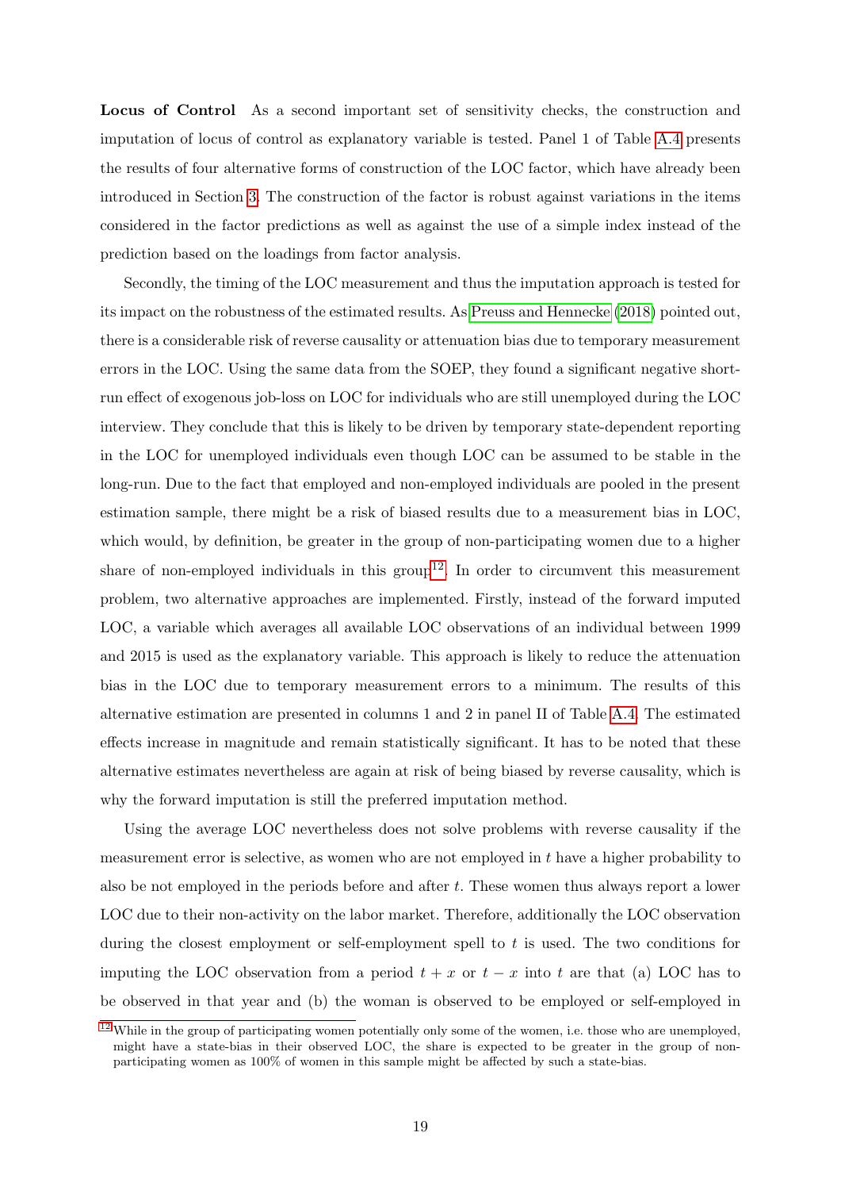**Locus of Control** As a second important set of sensitivity checks, the construction and imputation of locus of control as explanatory variable is tested. Panel 1 of Table A.4 presents the results of four alternative forms of construction of the LOC factor, which have already been introduced in Section 3. The construction of the factor is robust against variations in the items considered in the factor predictions as well as against the use of a simple index instead of the prediction based on the loadings from factor analysis.

Secondly, the timing of the LOC measurement and thus the imputation approach is tested for its impact on the robustness of the estimated results. As Preuss and Hennecke (2018) pointed out, there is a considerable risk of reverse causality or attenuation bias due to temporary measurement errors in the LOC. Using the same data from the SOEP, they found a significant negative short-run effect of exogenous job-loss on LOC for individuals who are still unemployed during the LOC interview. They conclude that this is likely to be driven by temporary state-dependent reporting in the LOC for unemployed individuals even though LOC can be assumed to be stable in the long-run. Due to the fact that employed and non-employed individuals are pooled in the present estimation sample, there might be a risk of biased results due to a measurement bias in LOC, which would, by definition, be greater in the group of non-participating women due to a higher share of non-employed individuals in this group[12]. In order to circumvent this measurement problem, two alternative approaches are implemented. Firstly, instead of the forward imputed LOC, a variable which averages all available LOC observations of an individual between 1999 and 2015 is used as the explanatory variable. This approach is likely to reduce the attenuation bias in the LOC due to temporary measurement errors to a minimum. The results of this alternative estimation are presented in columns 1 and 2 in panel II of Table A.4. The estimated effects increase in magnitude and remain statistically significant. It has to be noted that these alternative estimates nevertheless are again at risk of being biased by reverse causality, which is why the forward imputation is still the preferred imputation method.

Using the average LOC nevertheless does not solve problems with reverse causality if the measurement error is selective, as women who are not employed in $t$ have a higher probability to also be not employed in the periods before and after $t$. These women thus always report a lower LOC due to their non-activity on the labor market. Therefore, additionally the LOC observation during the closest employment or self-employment spell to $t$ is used. The two conditions for imputing the LOC observation from a period $t + x$ or $t - x$ into $t$ are that (a) LOC has to be observed in that year and (b) the woman is observed to be employed or self-employed in

[12] While in the group of participating women potentially only some of the women, i.e. those who are unemployed, might have a state-bias in their observed LOC, the share is expected to be greater in the group of non-participating women as 100% of women in this sample might be affected by such a state-bias.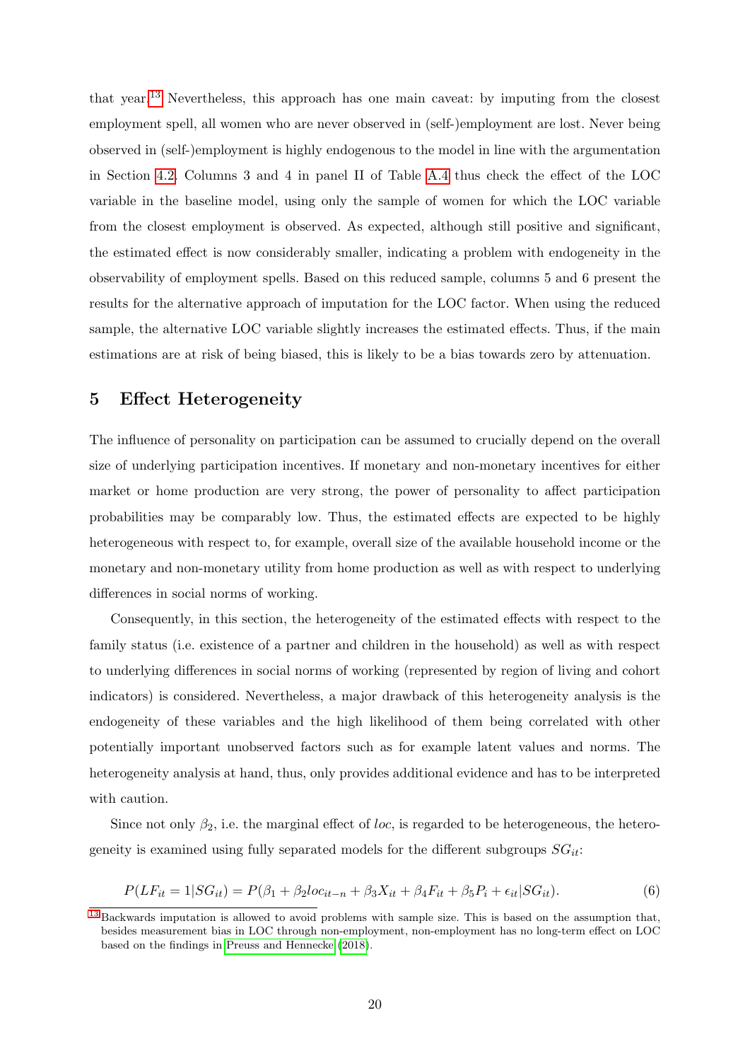that year.[13] Nevertheless, this approach has one main caveat: by imputing from the closest employment spell, all women who are never observed in (self-)employment are lost. Never being observed in (self-)employment is highly endogenous to the model in line with the argumentation in Section 4.2. Columns 3 and 4 in panel II of Table A.4 thus check the effect of the LOC variable in the baseline model, using only the sample of women for which the LOC variable from the closest employment is observed. As expected, although still positive and significant, the estimated effect is now considerably smaller, indicating a problem with endogeneity in the observability of employment spells. Based on this reduced sample, columns 5 and 6 present the results for the alternative approach of imputation for the LOC factor. When using the reduced sample, the alternative LOC variable slightly increases the estimated effects. Thus, if the main estimations are at risk of being biased, this is likely to be a bias towards zero by attenuation.

## 5 Effect Heterogeneity

The influence of personality on participation can be assumed to crucially depend on the overall size of underlying participation incentives. If monetary and non-monetary incentives for either market or home production are very strong, the power of personality to affect participation probabilities may be comparably low. Thus, the estimated effects are expected to be highly heterogeneous with respect to, for example, overall size of the available household income or the monetary and non-monetary utility from home production as well as with respect to underlying differences in social norms of working.

Consequently, in this section, the heterogeneity of the estimated effects with respect to the family status (i.e. existence of a partner and children in the household) as well as with respect to underlying differences in social norms of working (represented by region of living and cohort indicators) is considered. Nevertheless, a major drawback of this heterogeneity analysis is the endogeneity of these variables and the high likelihood of them being correlated with other potentially important unobserved factors such as for example latent values and norms. The heterogeneity analysis at hand, thus, only provides additional evidence and has to be interpreted with caution.

Since not only $\beta_2$, i.e. the marginal effect of $loc$, is regarded to be heterogeneous, the heterogeneity is examined using fully separated models for the different subgroups $SG_{it}$:

$$P(LF_{it} = 1|SG_{it}) = P(\beta_1 + \beta_2 loc_{it-n} + \beta_3 X_{it} + \beta_4 F_{it} + \beta_5 P_i + \epsilon_{it}|SG_{it}). \tag{6}$$

[13] Backwards imputation is allowed to avoid problems with sample size. This is based on the assumption that, besides measurement bias in LOC through non-employment, non-employment has no long-term effect on LOC based on the findings in Preuss and Hennecke (2018).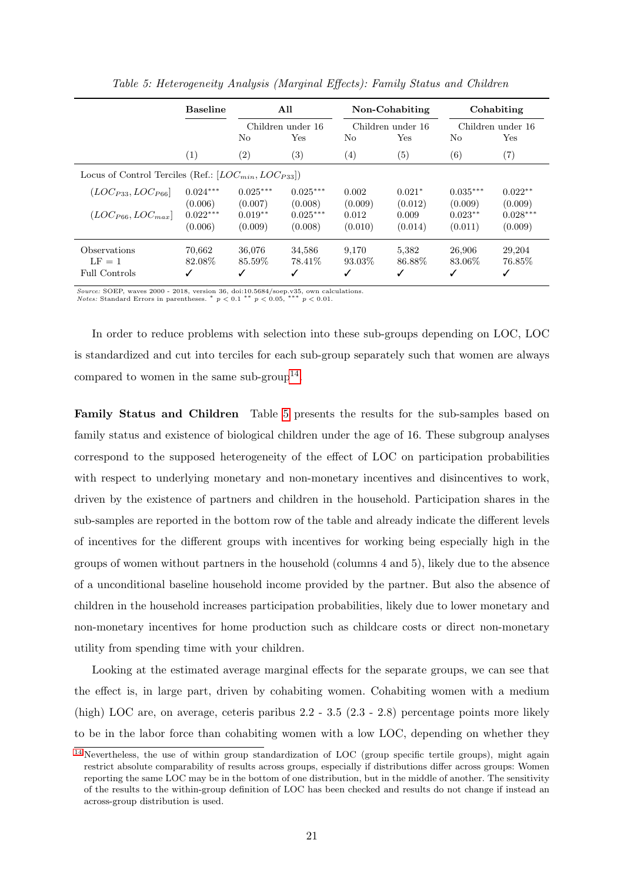*Table 5: Heterogeneity Analysis (Marginal Effects): Family Status and Children*

| | **Baseline** | **All** | | **Non-Cohabiting** | | **Cohabiting** | |
|---|---|---|---|---|---|---|---|
| | | Children under 16 | | Children under 16 | | Children under 16 | |
| | | No | Yes | No | Yes | No | Yes |
| | (1) | (2) | (3) | (4) | (5) | (6) | (7) |
| Locus of Control Terciles (Ref.: $[LOC_{min}, LOC_{P33}]$) | | | | | | | |
| $(LOC_{P33}, LOC_{P66}]$ | $0.024^{***}$ | $0.025^{***}$ | $0.025^{***}$ | 0.002 | $0.021^{*}$ | $0.035^{***}$ | $0.022^{**}$ |
| | (0.006) | (0.007) | (0.008) | (0.009) | (0.012) | (0.009) | (0.009) |
| $(LOC_{P66}, LOC_{max}]$ | $0.022^{***}$ | $0.019^{**}$ | $0.025^{***}$ | 0.012 | 0.009 | $0.023^{**}$ | $0.028^{***}$ |
| | (0.006) | (0.009) | (0.008) | (0.010) | (0.014) | (0.011) | (0.009) |
| Observations | 70,662 | 36,076 | 34,586 | 9,170 | 5,382 | 26,906 | 29,204 |
| LF = 1 | 82.08% | 85.59% | 78.41% | 93.03% | 86.88% | 83.06% | 76.85% |
| Full Controls | ✓ | ✓ | ✓ | ✓ | ✓ | ✓ | ✓ |

*Source:* SOEP, waves 2000 - 2018, version 36, doi:10.5684/soep.v35, own calculations.
*Notes:* Standard Errors in parentheses. $^{*}$ $p < 0.1$ $^{**}$ $p < 0.05$, $^{***}$ $p < 0.01$.

In order to reduce problems with selection into these sub-groups depending on LOC, LOC is standardized and cut into terciles for each sub-group separately such that women are always compared to women in the same sub-group[14].

**Family Status and Children** Table 5 presents the results for the sub-samples based on family status and existence of biological children under the age of 16. These subgroup analyses correspond to the supposed heterogeneity of the effect of LOC on participation probabilities with respect to underlying monetary and non-monetary incentives and disincentives to work, driven by the existence of partners and children in the household. Participation shares in the sub-samples are reported in the bottom row of the table and already indicate the different levels of incentives for the different groups with incentives for working being especially high in the groups of women without partners in the household (columns 4 and 5), likely due to the absence of a unconditional baseline household income provided by the partner. But also the absence of children in the household increases participation probabilities, likely due to lower monetary and non-monetary incentives for home production such as childcare costs or direct non-monetary utility from spending time with your children.

Looking at the estimated average marginal effects for the separate groups, we can see that the effect is, in large part, driven by cohabiting women. Cohabiting women with a medium (high) LOC are, on average, ceteris paribus 2.2 - 3.5 (2.3 - 2.8) percentage points more likely to be in the labor force than cohabiting women with a low LOC, depending on whether they

[14] Nevertheless, the use of within group standardization of LOC (group specific tertile groups), might again restrict absolute comparability of results across groups, especially if distributions differ across groups: Women reporting the same LOC may be in the bottom of one distribution, but in the middle of another. The sensitivity of the results to the within-group definition of LOC has been checked and results do not change if instead an across-group distribution is used.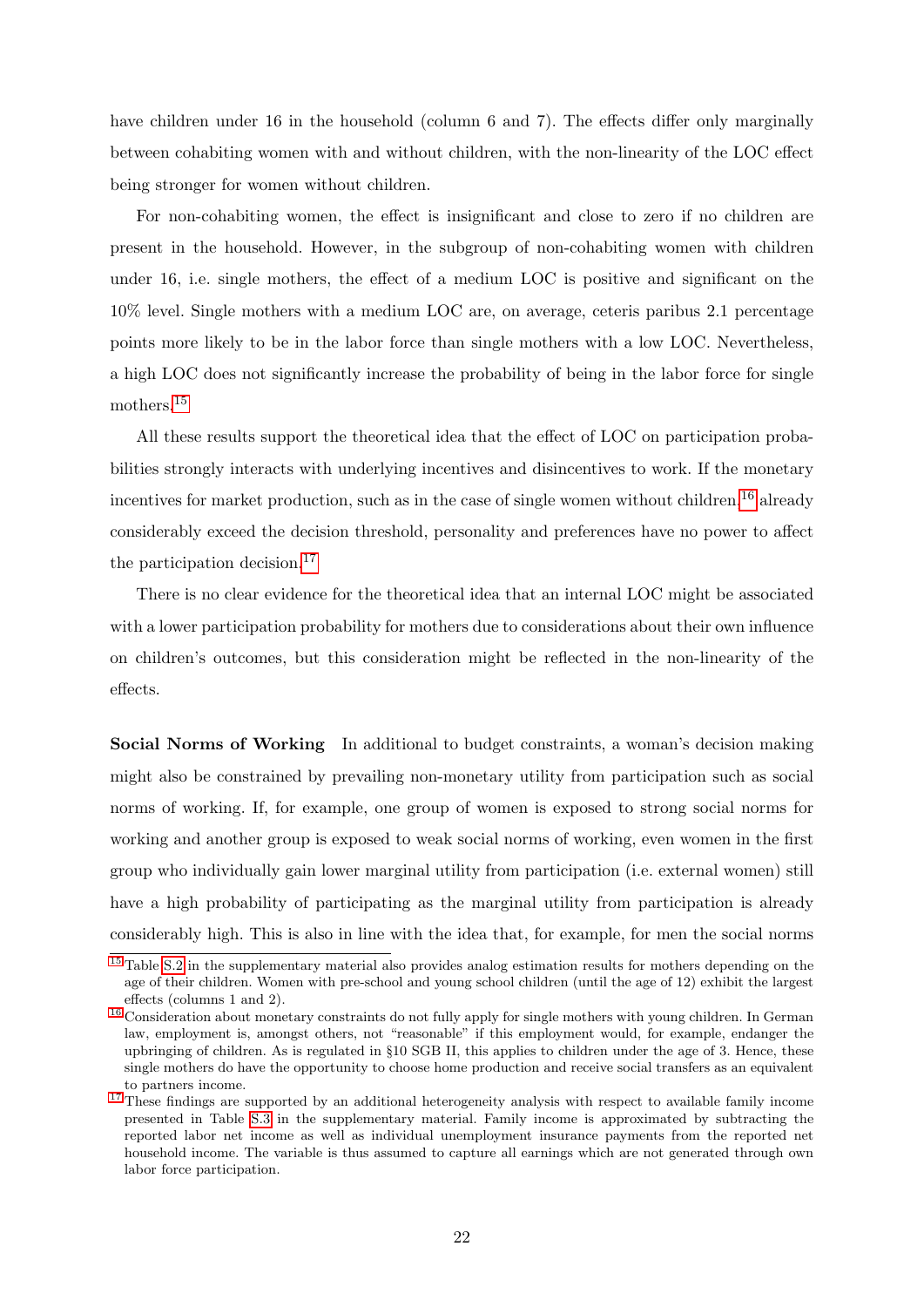have children under 16 in the household (column 6 and 7). The effects differ only marginally between cohabiting women with and without children, with the non-linearity of the LOC effect being stronger for women without children.

For non-cohabiting women, the effect is insignificant and close to zero if no children are present in the household. However, in the subgroup of non-cohabiting women with children under 16, i.e. single mothers, the effect of a medium LOC is positive and significant on the 10% level. Single mothers with a medium LOC are, on average, ceteris paribus 2.1 percentage points more likely to be in the labor force than single mothers with a low LOC. Nevertheless, a high LOC does not significantly increase the probability of being in the labor force for single mothers.[15]

All these results support the theoretical idea that the effect of LOC on participation probabilities strongly interacts with underlying incentives and disincentives to work. If the monetary incentives for market production, such as in the case of single women without children,[16] already considerably exceed the decision threshold, personality and preferences have no power to affect the participation decision.[17]

There is no clear evidence for the theoretical idea that an internal LOC might be associated with a lower participation probability for mothers due to considerations about their own influence on children's outcomes, but this consideration might be reflected in the non-linearity of the effects.

**Social Norms of Working** In additional to budget constraints, a woman's decision making might also be constrained by prevailing non-monetary utility from participation such as social norms of working. If, for example, one group of women is exposed to strong social norms for working and another group is exposed to weak social norms of working, even women in the first group who individually gain lower marginal utility from participation (i.e. external women) still have a high probability of participating as the marginal utility from participation is already considerably high. This is also in line with the idea that, for example, for men the social norms

[15] Table S.2 in the supplementary material also provides analog estimation results for mothers depending on the age of their children. Women with pre-school and young school children (until the age of 12) exhibit the largest effects (columns 1 and 2).

[16] Consideration about monetary constraints do not fully apply for single mothers with young children. In German law, employment is, amongst others, not "reasonable" if this employment would, for example, endanger the upbringing of children. As is regulated in §10 SGB II, this applies to children under the age of 3. Hence, these single mothers do have the opportunity to choose home production and receive social transfers as an equivalent to partners income.

[17] These findings are supported by an additional heterogeneity analysis with respect to available family income presented in Table S.3 in the supplementary material. Family income is approximated by subtracting the reported labor net income as well as individual unemployment insurance payments from the reported net household income. The variable is thus assumed to capture all earnings which are not generated through own labor force participation.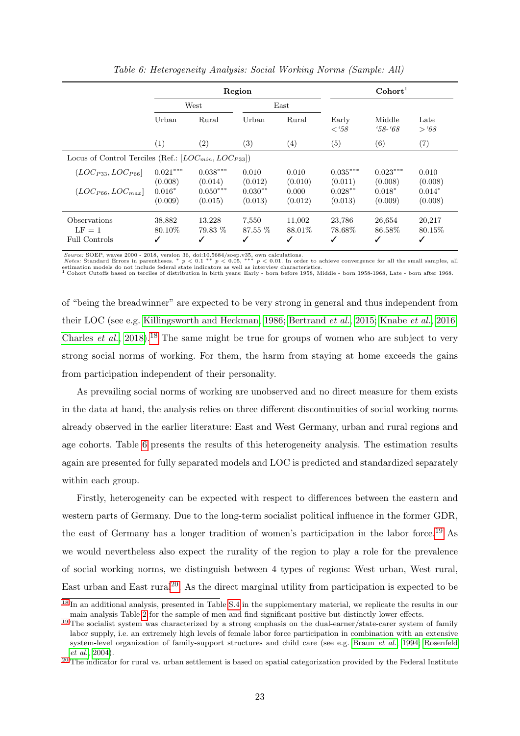*Table 6: Heterogeneity Analysis: Social Working Norms (Sample: All)*

| | **Region** | | | | **Cohort**[1] | | |
|---|---|---|---|---|---|---|---|
| | West | | East | | | | |
| | Urban | Rural | Urban | Rural | Early $<$'58 | Middle '58-'68 | Late $>$'68 |
| | (1) | (2) | (3) | (4) | (5) | (6) | (7) |
| Locus of Control Terciles (Ref.: $[LOC_{min}, LOC_{P33}]$) | | | | | | | |
| $(LOC_{P33}, LOC_{P66}]$ | $0.021^{***}$ | $0.038^{***}$ | 0.010 | 0.010 | $0.035^{***}$ | $0.023^{***}$ | 0.010 |
| | (0.008) | (0.014) | (0.012) | (0.010) | (0.011) | (0.008) | (0.008) |
| $(LOC_{P66}, LOC_{max}]$ | $0.016^{*}$ | $0.050^{***}$ | $0.030^{**}$ | 0.000 | $0.028^{**}$ | $0.018^{*}$ | $0.014^{*}$ |
| | (0.009) | (0.015) | (0.013) | (0.012) | (0.013) | (0.009) | (0.008) |
| Observations | 38,882 | 13,228 | 7,550 | 11,002 | 23,786 | 26,654 | 20,217 |
| LF = 1 | 80.10% | 79.83 % | 87.55 % | 88.01% | 78.68% | 86.58% | 80.15% |
| Full Controls | ✓ | ✓ | ✓ | ✓ | ✓ | ✓ | ✓ |

*Source:* SOEP, waves 2000 - 2018, version 36, doi:10.5684/soep.v35, own calculations.
*Notes:* Standard Errors in parentheses. * $p < 0.1$ ** $p < 0.05$, *** $p < 0.01$. In order to achieve convergence for all the small samples, all estimation models do not include federal state indicators as well as interview characteristics.
[1] Cohort Cutoffs based on terciles of distribution in birth years: Early - born before 1958, Middle - born 1958-1968, Late - born after 1968.

of "being the breadwinner" are expected to be very strong in general and thus independent from their LOC (see e.g. Killingsworth and Heckman, 1986; Bertrand *et al.*, 2015; Knabe *et al.*, 2016; Charles *et al.*, 2018).[18] The same might be true for groups of women who are subject to very strong social norms of working. For them, the harm from staying at home exceeds the gains from participation independent of their personality.

As prevailing social norms of working are unobserved and no direct measure for them exists in the data at hand, the analysis relies on three different discontinuities of social working norms already observed in the earlier literature: East and West Germany, urban and rural regions and age cohorts. Table 6 presents the results of this heterogeneity analysis. The estimation results again are presented for fully separated models and LOC is predicted and standardized separately within each group.

Firstly, heterogeneity can be expected with respect to differences between the eastern and western parts of Germany. Due to the long-term socialist political influence in the former GDR, the east of Germany has a longer tradition of women's participation in the labor force.[19] As we would nevertheless also expect the rurality of the region to play a role for the prevalence of social working norms, we distinguish between 4 types of regions: West urban, West rural, East urban and East rural[20]. As the direct marginal utility from participation is expected to be

[18] In an additional analysis, presented in Table S.4 in the supplementary material, we replicate the results in our main analysis Table 2 for the sample of men and find significant positive but distinctly lower effects.

[19] The socialist system was characterized by a strong emphasis on the dual-earner/state-carer system of family labor supply, i.e. an extremely high levels of female labor force participation in combination with an extensive system-level organization of family-support structures and child care (see e.g. Braun *et al.*, 1994; Rosenfeld *et al.*, 2004).

[20] The indicator for rural vs. urban settlement is based on spatial categorization provided by the Federal Institute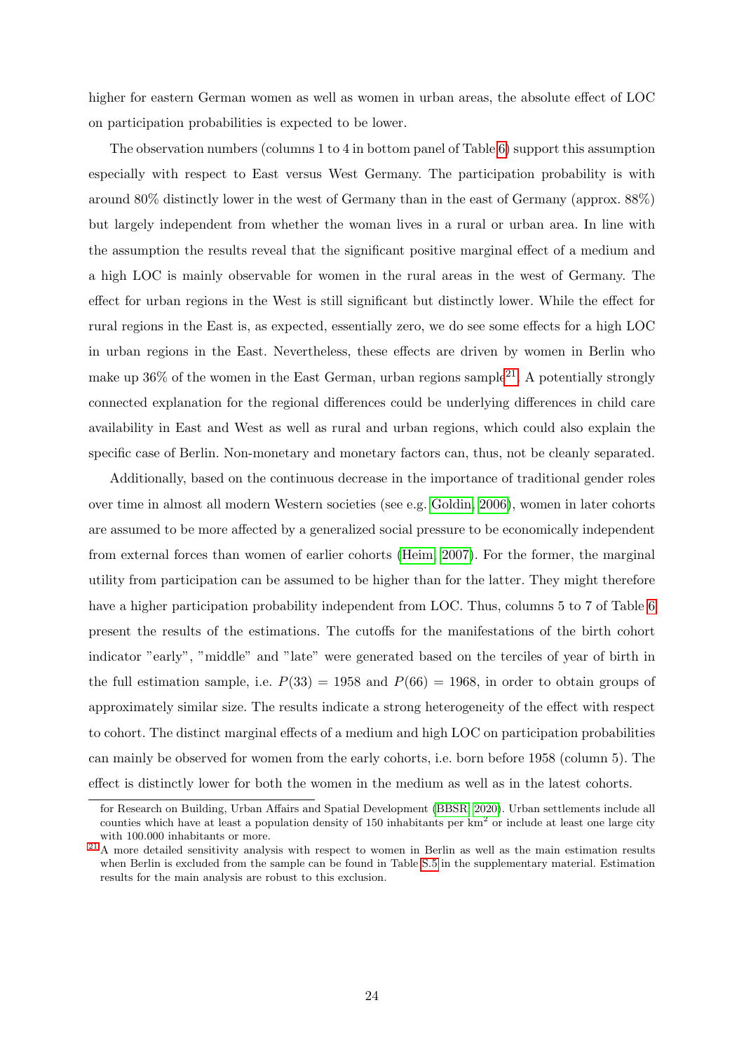higher for eastern German women as well as women in urban areas, the absolute effect of LOC on participation probabilities is expected to be lower.

The observation numbers (columns 1 to 4 in bottom panel of Table 6) support this assumption especially with respect to East versus West Germany. The participation probability is with around 80% distinctly lower in the west of Germany than in the east of Germany (approx. 88%) but largely independent from whether the woman lives in a rural or urban area. In line with the assumption the results reveal that the significant positive marginal effect of a medium and a high LOC is mainly observable for women in the rural areas in the west of Germany. The effect for urban regions in the West is still significant but distinctly lower. While the effect for rural regions in the East is, as expected, essentially zero, we do see some effects for a high LOC in urban regions in the East. Nevertheless, these effects are driven by women in Berlin who make up 36% of the women in the East German, urban regions sample[21]. A potentially strongly connected explanation for the regional differences could be underlying differences in child care availability in East and West as well as rural and urban regions, which could also explain the specific case of Berlin. Non-monetary and monetary factors can, thus, not be cleanly separated.

Additionally, based on the continuous decrease in the importance of traditional gender roles over time in almost all modern Western societies (see e.g. Goldin, 2006), women in later cohorts are assumed to be more affected by a generalized social pressure to be economically independent from external forces than women of earlier cohorts (Heim, 2007). For the former, the marginal utility from participation can be assumed to be higher than for the latter. They might therefore have a higher participation probability independent from LOC. Thus, columns 5 to 7 of Table 6 present the results of the estimations. The cutoffs for the manifestations of the birth cohort indicator "early", "middle" and "late" were generated based on the terciles of year of birth in the full estimation sample, i.e. $P(33) = 1958$ and $P(66) = 1968$, in order to obtain groups of approximately similar size. The results indicate a strong heterogeneity of the effect with respect to cohort. The distinct marginal effects of a medium and high LOC on participation probabilities can mainly be observed for women from the early cohorts, i.e. born before 1958 (column 5). The effect is distinctly lower for both the women in the medium as well as in the latest cohorts.

---

for Research on Building, Urban Affairs and Spatial Development (BBSR, 2020). Urban settlements include all counties which have at least a population density of 150 inhabitants per km$^2$ or include at least one large city with 100.000 inhabitants or more.

[21] A more detailed sensitivity analysis with respect to women in Berlin as well as the main estimation results when Berlin is excluded from the sample can be found in Table S.5 in the supplementary material. Estimation results for the main analysis are robust to this exclusion.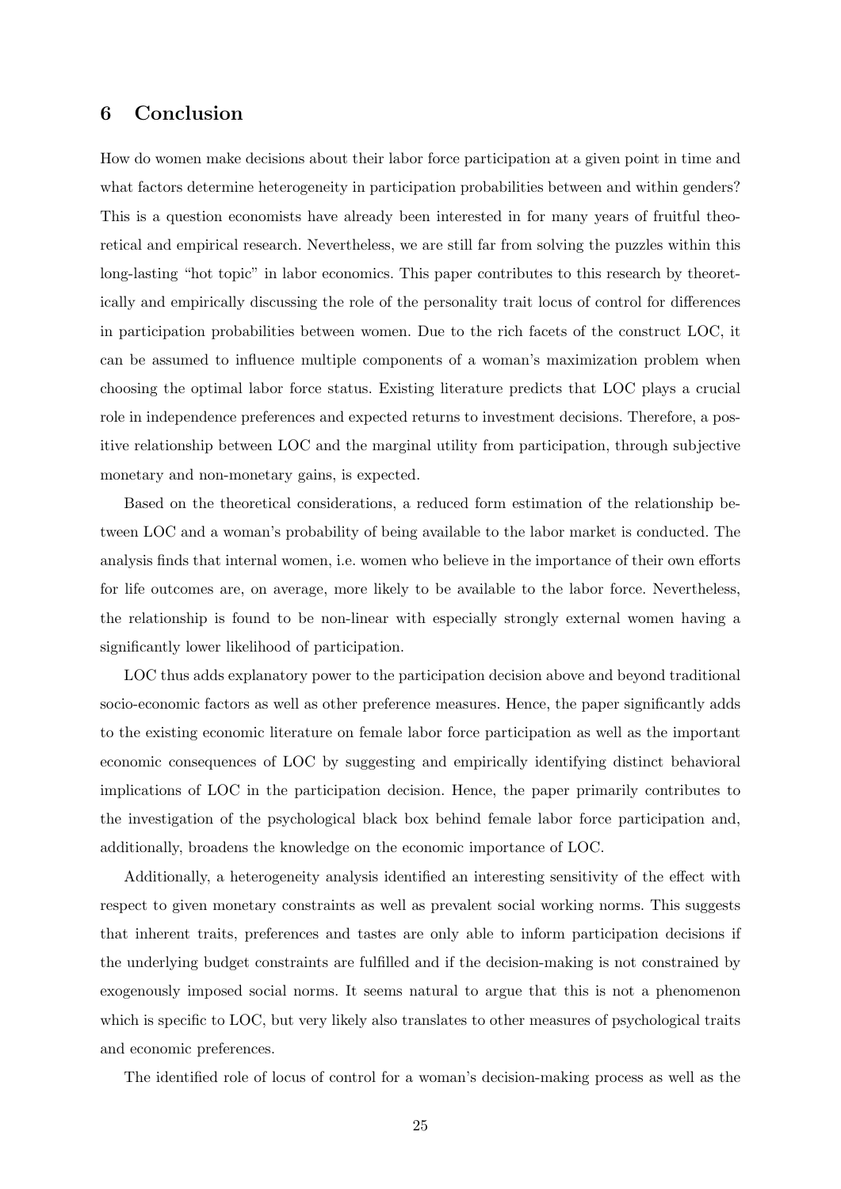## 6 Conclusion

How do women make decisions about their labor force participation at a given point in time and what factors determine heterogeneity in participation probabilities between and within genders? This is a question economists have already been interested in for many years of fruitful theoretical and empirical research. Nevertheless, we are still far from solving the puzzles within this long-lasting "hot topic" in labor economics. This paper contributes to this research by theoretically and empirically discussing the role of the personality trait locus of control for differences in participation probabilities between women. Due to the rich facets of the construct LOC, it can be assumed to influence multiple components of a woman's maximization problem when choosing the optimal labor force status. Existing literature predicts that LOC plays a crucial role in independence preferences and expected returns to investment decisions. Therefore, a positive relationship between LOC and the marginal utility from participation, through subjective monetary and non-monetary gains, is expected.

Based on the theoretical considerations, a reduced form estimation of the relationship between LOC and a woman's probability of being available to the labor market is conducted. The analysis finds that internal women, i.e. women who believe in the importance of their own efforts for life outcomes are, on average, more likely to be available to the labor force. Nevertheless, the relationship is found to be non-linear with especially strongly external women having a significantly lower likelihood of participation.

LOC thus adds explanatory power to the participation decision above and beyond traditional socio-economic factors as well as other preference measures. Hence, the paper significantly adds to the existing economic literature on female labor force participation as well as the important economic consequences of LOC by suggesting and empirically identifying distinct behavioral implications of LOC in the participation decision. Hence, the paper primarily contributes to the investigation of the psychological black box behind female labor force participation and, additionally, broadens the knowledge on the economic importance of LOC.

Additionally, a heterogeneity analysis identified an interesting sensitivity of the effect with respect to given monetary constraints as well as prevalent social working norms. This suggests that inherent traits, preferences and tastes are only able to inform participation decisions if the underlying budget constraints are fulfilled and if the decision-making is not constrained by exogenously imposed social norms. It seems natural to argue that this is not a phenomenon which is specific to LOC, but very likely also translates to other measures of psychological traits and economic preferences.

The identified role of locus of control for a woman's decision-making process as well as the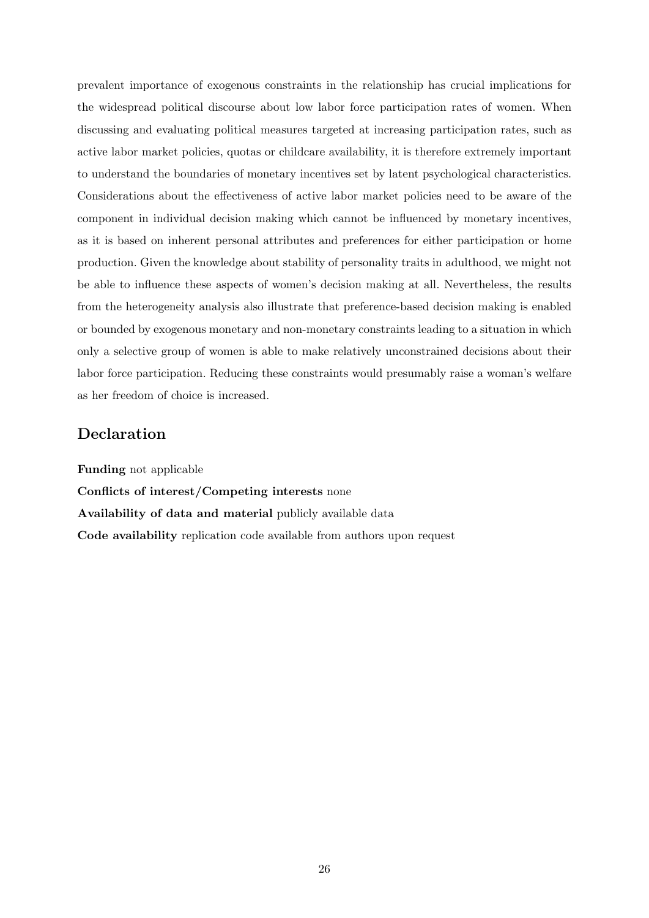prevalent importance of exogenous constraints in the relationship has crucial implications for the widespread political discourse about low labor force participation rates of women. When discussing and evaluating political measures targeted at increasing participation rates, such as active labor market policies, quotas or childcare availability, it is therefore extremely important to understand the boundaries of monetary incentives set by latent psychological characteristics. Considerations about the effectiveness of active labor market policies need to be aware of the component in individual decision making which cannot be influenced by monetary incentives, as it is based on inherent personal attributes and preferences for either participation or home production. Given the knowledge about stability of personality traits in adulthood, we might not be able to influence these aspects of women's decision making at all. Nevertheless, the results from the heterogeneity analysis also illustrate that preference-based decision making is enabled or bounded by exogenous monetary and non-monetary constraints leading to a situation in which only a selective group of women is able to make relatively unconstrained decisions about their labor force participation. Reducing these constraints would presumably raise a woman's welfare as her freedom of choice is increased.

## Declaration

**Funding** not applicable

**Conflicts of interest/Competing interests** none

**Availability of data and material** publicly available data

**Code availability** replication code available from authors upon request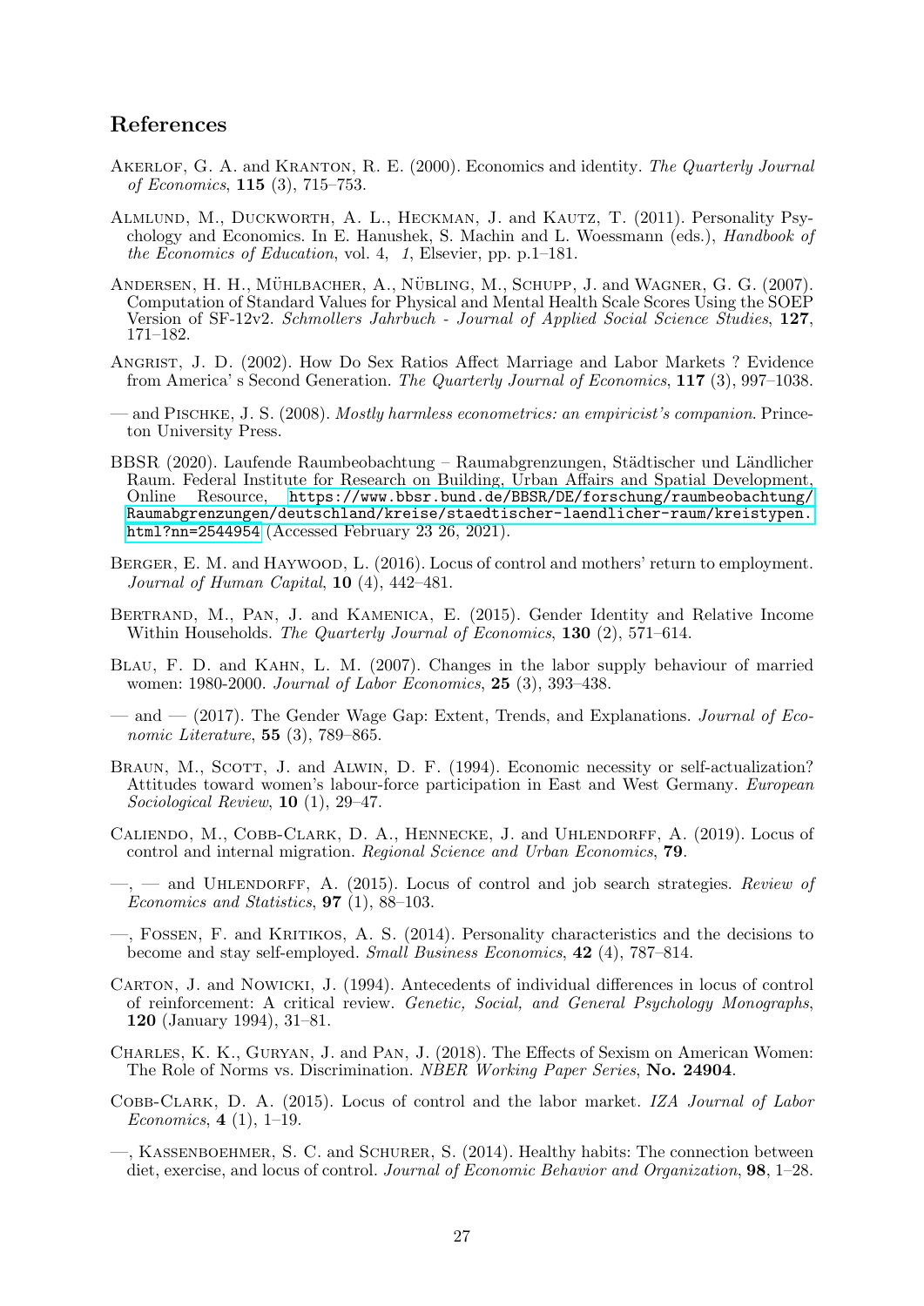## References

Akerlof, G. A. and Kranton, R. E. (2000). Economics and identity. *The Quarterly Journal of Economics*, **115** (3), 715–753.

Almlund, M., Duckworth, A. L., Heckman, J. and Kautz, T. (2011). Personality Psychology and Economics. In E. Hanushek, S. Machin and L. Woessmann (eds.), *Handbook of the Economics of Education*, vol. 4, *1*, Elsevier, pp. p.1–181.

Andersen, H. H., Mühlbacher, A., Nübling, M., Schupp, J. and Wagner, G. G. (2007). Computation of Standard Values for Physical and Mental Health Scale Scores Using the SOEP Version of SF-12v2. *Schmollers Jahrbuch - Journal of Applied Social Science Studies*, **127**, 171–182.

Angrist, J. D. (2002). How Do Sex Ratios Affect Marriage and Labor Markets ? Evidence from America' s Second Generation. *The Quarterly Journal of Economics*, **117** (3), 997–1038.

— and Pischke, J. S. (2008). *Mostly harmless econometrics: an empiricist's companion*. Princeton University Press.

BBSR (2020). Laufende Raumbeobachtung – Raumabgrenzungen, Städtischer und Ländlicher Raum. Federal Institute for Research on Building, Urban Affairs and Spatial Development, Online Resource, https://www.bbsr.bund.de/BBSR/DE/forschung/raumbeobachtung/Raumabgrenzungen/deutschland/kreise/staedtischer-laendlicher-raum/kreistypen.html?nn=2544954 (Accessed February 23 26, 2021).

Berger, E. M. and Haywood, L. (2016). Locus of control and mothers' return to employment. *Journal of Human Capital*, **10** (4), 442–481.

Bertrand, M., Pan, J. and Kamenica, E. (2015). Gender Identity and Relative Income Within Households. *The Quarterly Journal of Economics*, **130** (2), 571–614.

Blau, F. D. and Kahn, L. M. (2007). Changes in the labor supply behaviour of married women: 1980-2000. *Journal of Labor Economics*, **25** (3), 393–438.

— and — (2017). The Gender Wage Gap: Extent, Trends, and Explanations. *Journal of Economic Literature*, **55** (3), 789–865.

Braun, M., Scott, J. and Alwin, D. F. (1994). Economic necessity or self-actualization? Attitudes toward women's labour-force participation in East and West Germany. *European Sociological Review*, **10** (1), 29–47.

Caliendo, M., Cobb-Clark, D. A., Hennecke, J. and Uhlendorff, A. (2019). Locus of control and internal migration. *Regional Science and Urban Economics*, **79**.

—, — and Uhlendorff, A. (2015). Locus of control and job search strategies. *Review of Economics and Statistics*, **97** (1), 88–103.

—, Fossen, F. and Kritikos, A. S. (2014). Personality characteristics and the decisions to become and stay self-employed. *Small Business Economics*, **42** (4), 787–814.

Carton, J. and Nowicki, J. (1994). Antecedents of individual differences in locus of control of reinforcement: A critical review. *Genetic, Social, and General Psychology Monographs*, **120** (January 1994), 31–81.

Charles, K. K., Guryan, J. and Pan, J. (2018). The Effects of Sexism on American Women: The Role of Norms vs. Discrimination. *NBER Working Paper Series*, **No. 24904**.

Cobb-Clark, D. A. (2015). Locus of control and the labor market. *IZA Journal of Labor Economics*, **4** (1), 1–19.

—, Kassenboehmer, S. C. and Schurer, S. (2014). Healthy habits: The connection between diet, exercise, and locus of control. *Journal of Economic Behavior and Organization*, **98**, 1–28.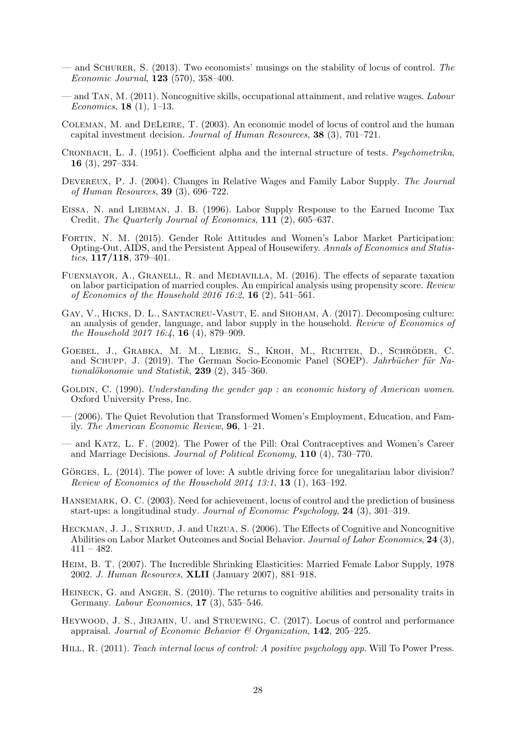— and Schurer, S. (2013). Two economists' musings on the stability of locus of control. *The Economic Journal*, **123** (570), 358–400.

— and Tan, M. (2011). Noncognitive skills, occupational attainment, and relative wages. *Labour Economics*, **18** (1), 1–13.

Coleman, M. and DeLeire, T. (2003). An economic model of locus of control and the human capital investment decision. *Journal of Human Resources*, **38** (3), 701–721.

Cronbach, L. J. (1951). Coefficient alpha and the internal structure of tests. *Psychometrika*, **16** (3), 297–334.

Devereux, P. J. (2004). Changes in Relative Wages and Family Labor Supply. *The Journal of Human Resources*, **39** (3), 696–722.

Eissa, N. and Liebman, J. B. (1996). Labor Supply Response to the Earned Income Tax Credit. *The Quarterly Journal of Economics*, **111** (2), 605–637.

Fortin, N. M. (2015). Gender Role Attitudes and Women's Labor Market Participation: Opting-Out, AIDS, and the Persistent Appeal of Housewifery. *Annals of Economics and Statistics*, **117/118**, 379–401.

Fuenmayor, A., Granell, R. and Mediavilla, M. (2016). The effects of separate taxation on labor participation of married couples. An empirical analysis using propensity score. *Review of Economics of the Household 2016 16:2*, **16** (2), 541–561.

Gay, V., Hicks, D. L., Santacreu-Vasut, E. and Shoham, A. (2017). Decomposing culture: an analysis of gender, language, and labor supply in the household. *Review of Economics of the Household 2017 16:4*, **16** (4), 879–909.

Goebel, J., Grabka, M. M., Liebig, S., Kroh, M., Richter, D., Schröder, C. and Schupp, J. (2019). The German Socio-Economic Panel (SOEP). *Jahrbücher für Nationalökonomie und Statistik*, **239** (2), 345–360.

Goldin, C. (1990). *Understanding the gender gap : an economic history of American women*. Oxford University Press, Inc.

— (2006). The Quiet Revolution that Transformed Women's Employment, Education, and Family. *The American Economic Review*, **96**, 1–21.

— and Katz, L. F. (2002). The Power of the Pill: Oral Contraceptives and Women's Career and Marriage Decisions. *Journal of Political Economy*, **110** (4), 730–770.

Görges, L. (2014). The power of love: A subtle driving force for unegalitarian labor division? *Review of Economics of the Household 2014 13:1*, **13** (1), 163–192.

Hansemark, O. C. (2003). Need for achievement, locus of control and the prediction of business start-ups: a longitudinal study. *Journal of Economic Psychology*, **24** (3), 301–319.

Heckman, J. J., Stixrud, J. and Urzua, S. (2006). The Effects of Cognitive and Noncognitive Abilities on Labor Market Outcomes and Social Behavior. *Journal of Labor Economics*, **24** (3), 411 – 482.

Heim, B. T. (2007). The Incredible Shrinking Elasticities: Married Female Labor Supply, 1978 2002. *J. Human Resources*, **XLII** (January 2007), 881–918.

Heineck, G. and Anger, S. (2010). The returns to cognitive abilities and personality traits in Germany. *Labour Economics*, **17** (3), 535–546.

Heywood, J. S., Jirjahn, U. and Struewing, C. (2017). Locus of control and performance appraisal. *Journal of Economic Behavior & Organization*, **142**, 205–225.

Hill, R. (2011). *Teach internal locus of control: A positive psychology app*. Will To Power Press.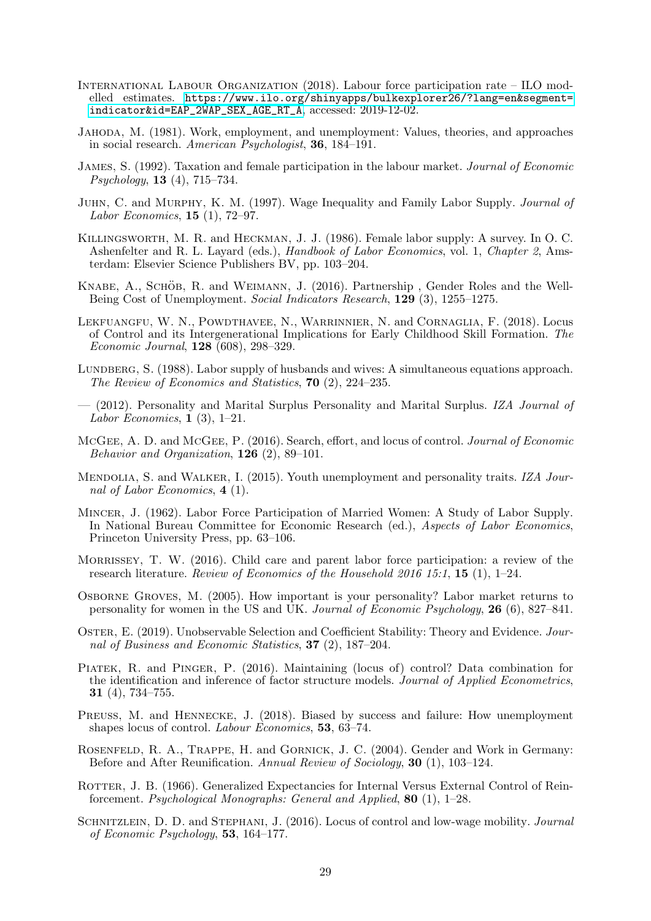International Labour Organization (2018). Labour force participation rate – ILO modelled estimates. https://www.ilo.org/shinyapps/bulkexplorer26/?lang=en&segment=indicator&id=EAP_2WAP_SEX_AGE_RT_A, accessed: 2019-12-02.

Jahoda, M. (1981). Work, employment, and unemployment: Values, theories, and approaches in social research. *American Psychologist*, **36**, 184–191.

James, S. (1992). Taxation and female participation in the labour market. *Journal of Economic Psychology*, **13** (4), 715–734.

Juhn, C. and Murphy, K. M. (1997). Wage Inequality and Family Labor Supply. *Journal of Labor Economics*, **15** (1), 72–97.

Killingsworth, M. R. and Heckman, J. J. (1986). Female labor supply: A survey. In O. C. Ashenfelter and R. L. Layard (eds.), *Handbook of Labor Economics*, vol. 1, *Chapter 2*, Amsterdam: Elsevier Science Publishers BV, pp. 103–204.

Knabe, A., Schöb, R. and Weimann, J. (2016). Partnership , Gender Roles and the Well-Being Cost of Unemployment. *Social Indicators Research*, **129** (3), 1255–1275.

Lekfuangfu, W. N., Powdthavee, N., Warrinnier, N. and Cornaglia, F. (2018). Locus of Control and its Intergenerational Implications for Early Childhood Skill Formation. *The Economic Journal*, **128** (608), 298–329.

Lundberg, S. (1988). Labor supply of husbands and wives: A simultaneous equations approach. *The Review of Economics and Statistics*, **70** (2), 224–235.

— (2012). Personality and Marital Surplus Personality and Marital Surplus. *IZA Journal of Labor Economics*, **1** (3), 1–21.

McGee, A. D. and McGee, P. (2016). Search, effort, and locus of control. *Journal of Economic Behavior and Organization*, **126** (2), 89–101.

Mendolia, S. and Walker, I. (2015). Youth unemployment and personality traits. *IZA Journal of Labor Economics*, **4** (1).

Mincer, J. (1962). Labor Force Participation of Married Women: A Study of Labor Supply. In National Bureau Committee for Economic Research (ed.), *Aspects of Labor Economics*, Princeton University Press, pp. 63–106.

Morrissey, T. W. (2016). Child care and parent labor force participation: a review of the research literature. *Review of Economics of the Household 2016 15:1*, **15** (1), 1–24.

Osborne Groves, M. (2005). How important is your personality? Labor market returns to personality for women in the US and UK. *Journal of Economic Psychology*, **26** (6), 827–841.

Oster, E. (2019). Unobservable Selection and Coefficient Stability: Theory and Evidence. *Journal of Business and Economic Statistics*, **37** (2), 187–204.

Piatek, R. and Pinger, P. (2016). Maintaining (locus of) control? Data combination for the identification and inference of factor structure models. *Journal of Applied Econometrics*, **31** (4), 734–755.

Preuss, M. and Hennecke, J. (2018). Biased by success and failure: How unemployment shapes locus of control. *Labour Economics*, **53**, 63–74.

Rosenfeld, R. A., Trappe, H. and Gornick, J. C. (2004). Gender and Work in Germany: Before and After Reunification. *Annual Review of Sociology*, **30** (1), 103–124.

Rotter, J. B. (1966). Generalized Expectancies for Internal Versus External Control of Reinforcement. *Psychological Monographs: General and Applied*, **80** (1), 1–28.

Schnitzlein, D. D. and Stephani, J. (2016). Locus of control and low-wage mobility. *Journal of Economic Psychology*, **53**, 164–177.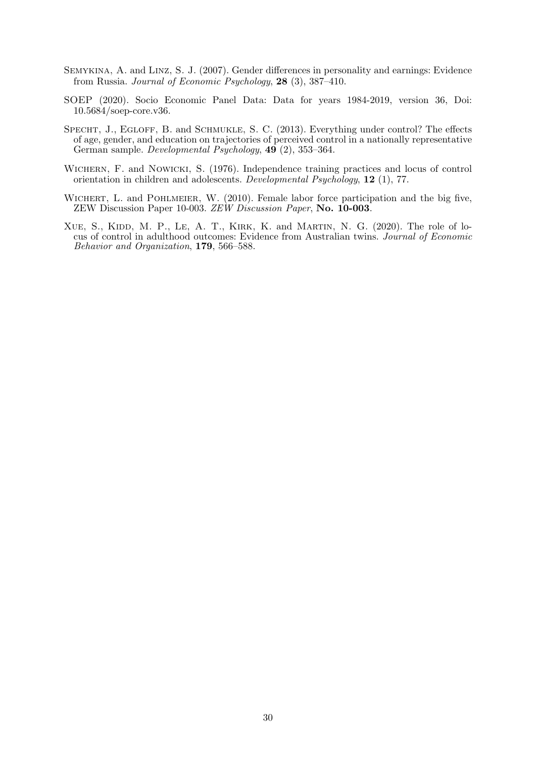Semykina, A. and Linz, S. J. (2007). Gender differences in personality and earnings: Evidence from Russia. *Journal of Economic Psychology*, **28** (3), 387–410.

SOEP (2020). Socio Economic Panel Data: Data for years 1984-2019, version 36, Doi: 10.5684/soep-core.v36.

Specht, J., Egloff, B. and Schmukle, S. C. (2013). Everything under control? The effects of age, gender, and education on trajectories of perceived control in a nationally representative German sample. *Developmental Psychology*, **49** (2), 353–364.

Wichern, F. and Nowicki, S. (1976). Independence training practices and locus of control orientation in children and adolescents. *Developmental Psychology*, **12** (1), 77.

Wichert, L. and Pohlmeier, W. (2010). Female labor force participation and the big five, ZEW Discussion Paper 10-003. *ZEW Discussion Paper*, **No. 10-003**.

Xue, S., Kidd, M. P., Le, A. T., Kirk, K. and Martin, N. G. (2020). The role of locus of control in adulthood outcomes: Evidence from Australian twins. *Journal of Economic Behavior and Organization*, **179**, 566–588.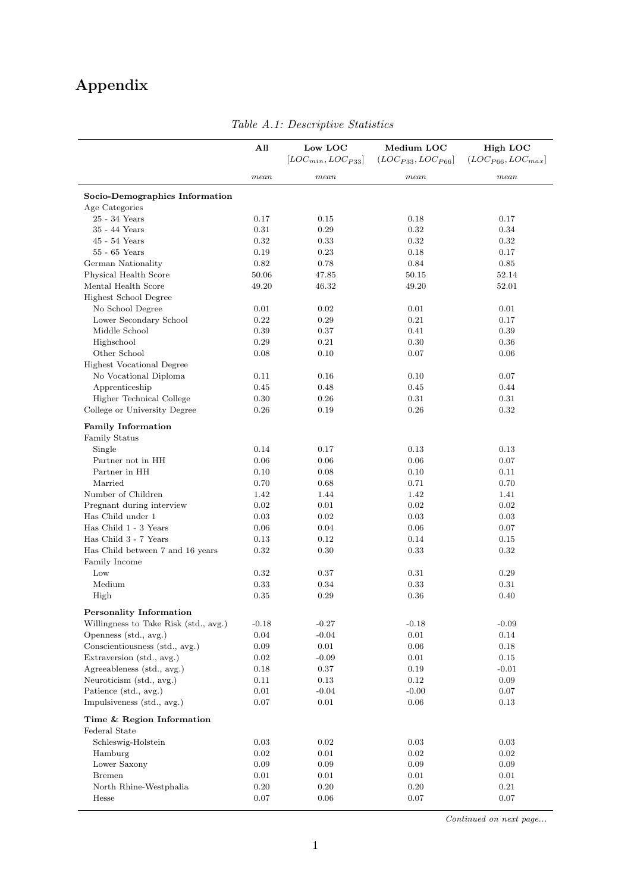# Appendix

*Table A.1: Descriptive Statistics*

| | All | Low LOC $[LOC_{min}, LOC_{P33}]$ | Medium LOC $(LOC_{P33}, LOC_{P66}]$ | High LOC $(LOC_{P66}, LOC_{max}]$ |
|---|---|---|---|---|
| | *mean* | *mean* | *mean* | *mean* |
| **Socio-Demographics Information** | | | | |
| Age Categories | | | | |
| 25 - 34 Years | 0.17 | 0.15 | 0.18 | 0.17 |
| 35 - 44 Years | 0.31 | 0.29 | 0.32 | 0.34 |
| 45 - 54 Years | 0.32 | 0.33 | 0.32 | 0.32 |
| 55 - 65 Years | 0.19 | 0.23 | 0.18 | 0.17 |
| German Nationality | 0.82 | 0.78 | 0.84 | 0.85 |
| Physical Health Score | 50.06 | 47.85 | 50.15 | 52.14 |
| Mental Health Score | 49.20 | 46.32 | 49.20 | 52.01 |
| Highest School Degree | | | | |
| No School Degree | 0.01 | 0.02 | 0.01 | 0.01 |
| Lower Secondary School | 0.22 | 0.29 | 0.21 | 0.17 |
| Middle School | 0.39 | 0.37 | 0.41 | 0.39 |
| Highschool | 0.29 | 0.21 | 0.30 | 0.36 |
| Other School | 0.08 | 0.10 | 0.07 | 0.06 |
| Highest Vocational Degree | | | | |
| No Vocational Diploma | 0.11 | 0.16 | 0.10 | 0.07 |
| Apprenticeship | 0.45 | 0.48 | 0.45 | 0.44 |
| Higher Technical College | 0.30 | 0.26 | 0.31 | 0.31 |
| College or University Degree | 0.26 | 0.19 | 0.26 | 0.32 |
| **Family Information** | | | | |
| Family Status | | | | |
| Single | 0.14 | 0.17 | 0.13 | 0.13 |
| Partner not in HH | 0.06 | 0.06 | 0.06 | 0.07 |
| Partner in HH | 0.10 | 0.08 | 0.10 | 0.11 |
| Married | 0.70 | 0.68 | 0.71 | 0.70 |
| Number of Children | 1.42 | 1.44 | 1.42 | 1.41 |
| Pregnant during interview | 0.02 | 0.01 | 0.02 | 0.02 |
| Has Child under 1 | 0.03 | 0.02 | 0.03 | 0.03 |
| Has Child 1 - 3 Years | 0.06 | 0.04 | 0.06 | 0.07 |
| Has Child 3 - 7 Years | 0.13 | 0.12 | 0.14 | 0.15 |
| Has Child between 7 and 16 years | 0.32 | 0.30 | 0.33 | 0.32 |
| Family Income | | | | |
| Low | 0.32 | 0.37 | 0.31 | 0.29 |
| Medium | 0.33 | 0.34 | 0.33 | 0.31 |
| High | 0.35 | 0.29 | 0.36 | 0.40 |
| **Personality Information** | | | | |
| Willingness to Take Risk (std., avg.) | -0.18 | -0.27 | -0.18 | -0.09 |
| Openness (std., avg.) | 0.04 | -0.04 | 0.01 | 0.14 |
| Conscientiousness (std., avg.) | 0.09 | 0.01 | 0.06 | 0.18 |
| Extraversion (std., avg.) | 0.02 | -0.09 | 0.01 | 0.15 |
| Agreeableness (std., avg.) | 0.18 | 0.37 | 0.19 | -0.01 |
| Neuroticism (std., avg.) | 0.11 | 0.13 | 0.12 | 0.09 |
| Patience (std., avg.) | 0.01 | -0.04 | -0.00 | 0.07 |
| Impulsiveness (std., avg.) | 0.07 | 0.01 | 0.06 | 0.13 |
| **Time & Region Information** | | | | |
| Federal State | | | | |
| Schleswig-Holstein | 0.03 | 0.02 | 0.03 | 0.03 |
| Hamburg | 0.02 | 0.01 | 0.02 | 0.02 |
| Lower Saxony | 0.09 | 0.09 | 0.09 | 0.09 |
| Bremen | 0.01 | 0.01 | 0.01 | 0.01 |
| North Rhine-Westphalia | 0.20 | 0.20 | 0.20 | 0.21 |
| Hesse | 0.07 | 0.06 | 0.07 | 0.07 |

*Continued on next page...*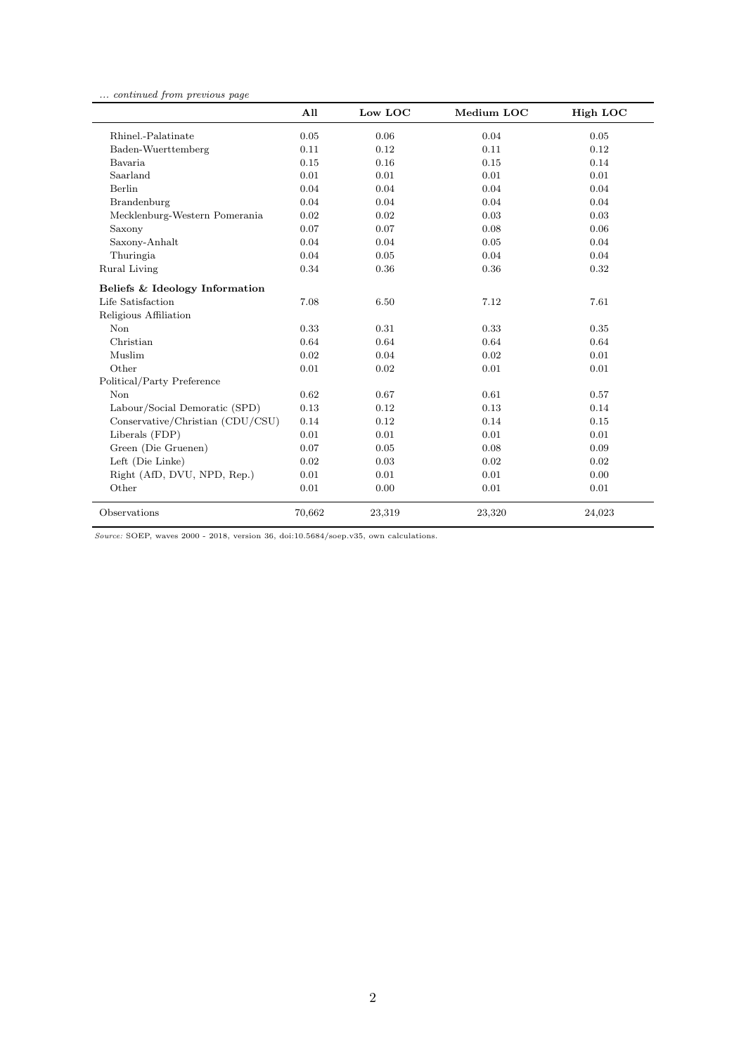*... continued from previous page*

| | All | Low LOC | Medium LOC | High LOC |
|---|---|---|---|---|
| Rhinel.-Palatinate | 0.05 | 0.06 | 0.04 | 0.05 |
| Baden-Wuerttemberg | 0.11 | 0.12 | 0.11 | 0.12 |
| Bavaria | 0.15 | 0.16 | 0.15 | 0.14 |
| Saarland | 0.01 | 0.01 | 0.01 | 0.01 |
| Berlin | 0.04 | 0.04 | 0.04 | 0.04 |
| Brandenburg | 0.04 | 0.04 | 0.04 | 0.04 |
| Mecklenburg-Western Pomerania | 0.02 | 0.02 | 0.03 | 0.03 |
| Saxony | 0.07 | 0.07 | 0.08 | 0.06 |
| Saxony-Anhalt | 0.04 | 0.04 | 0.05 | 0.04 |
| Thuringia | 0.04 | 0.05 | 0.04 | 0.04 |
| Rural Living | 0.34 | 0.36 | 0.36 | 0.32 |
| **Beliefs & Ideology Information** | | | | |
| Life Satisfaction | 7.08 | 6.50 | 7.12 | 7.61 |
| Religious Affiliation | | | | |
| Non | 0.33 | 0.31 | 0.33 | 0.35 |
| Christian | 0.64 | 0.64 | 0.64 | 0.64 |
| Muslim | 0.02 | 0.04 | 0.02 | 0.01 |
| Other | 0.01 | 0.02 | 0.01 | 0.01 |
| Political/Party Preference | | | | |
| Non | 0.62 | 0.67 | 0.61 | 0.57 |
| Labour/Social Demoratic (SPD) | 0.13 | 0.12 | 0.13 | 0.14 |
| Conservative/Christian (CDU/CSU) | 0.14 | 0.12 | 0.14 | 0.15 |
| Liberals (FDP) | 0.01 | 0.01 | 0.01 | 0.01 |
| Green (Die Gruenen) | 0.07 | 0.05 | 0.08 | 0.09 |
| Left (Die Linke) | 0.02 | 0.03 | 0.02 | 0.02 |
| Right (AfD, DVU, NPD, Rep.) | 0.01 | 0.01 | 0.01 | 0.00 |
| Other | 0.01 | 0.00 | 0.01 | 0.01 |
| Observations | 70,662 | 23,319 | 23,320 | 24,023 |

*Source:* SOEP, waves 2000 - 2018, version 36, doi:10.5684/soep.v35, own calculations.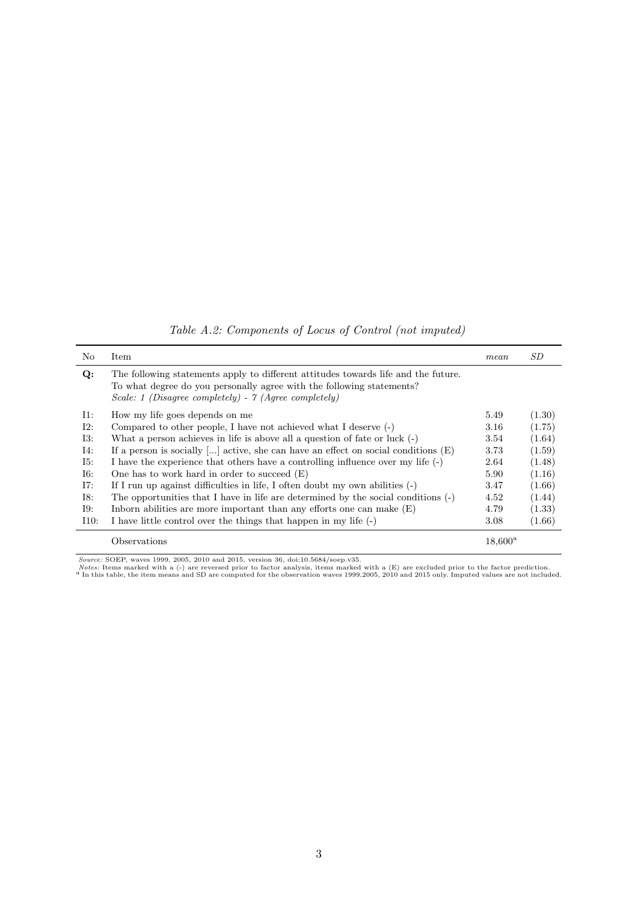*Table A.2: Components of Locus of Control (not imputed)*

| No | Item | *mean* | *SD* |
|---|---|---|---|
| **Q:** | The following statements apply to different attitudes towards life and the future. To what degree do you personally agree with the following statements? *Scale: 1 (Disagree completely) - 7 (Agree completely)* | | |
| I1: | How my life goes depends on me | 5.49 | (1.30) |
| I2: | Compared to other people, I have not achieved what I deserve (-) | 3.16 | (1.75) |
| I3: | What a person achieves in life is above all a question of fate or luck (-) | 3.54 | (1.64) |
| I4: | If a person is socially [...] active, she can have an effect on social conditions (E) | 3.73 | (1.59) |
| I5: | I have the experience that others have a controlling influence over my life (-) | 2.64 | (1.48) |
| I6: | One has to work hard in order to succeed (E) | 5.90 | (1.16) |
| I7: | If I run up against difficulties in life, I often doubt my own abilities (-) | 3.47 | (1.66) |
| I8: | The opportunities that I have in life are determined by the social conditions (-) | 4.52 | (1.44) |
| I9: | Inborn abilities are more important than any efforts one can make (E) | 4.79 | (1.33) |
| I10: | I have little control over the things that happen in my life (-) | 3.08 | (1.66) |
| | Observations | 18,600[a] | |

*Source:* SOEP, waves 1999, 2005, 2010 and 2015, version 36, doi:10.5684/soep.v35.
*Notes:* Items marked with a (-) are reversed prior to factor analysis, items marked with a (E) are excluded prior to the factor prediction.
[a] In this table, the item means and SD are computed for the observation waves 1999,2005, 2010 and 2015 only. Imputed values are not included.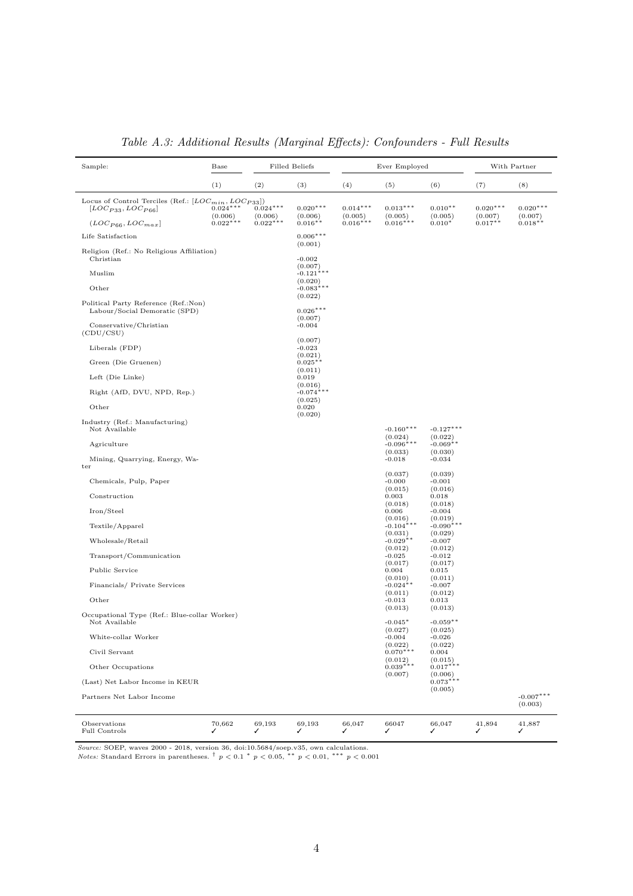*Table A.3: Additional Results (Marginal Effects): Confounders - Full Results*

| Sample: | Base | Filled Beliefs | | Ever Employed | | | With Partner | |
|---|---|---|---|---|---|---|---|---|
| | (1) | (2) | (3) | (4) | (5) | (6) | (7) | (8) |
| Locus of Control Terciles (Ref.: $[LOC_{min}, LOC_{P33}]$) | | | | | | | | |
| $[LOC_{P33}, LOC_{P66}]$ | 0.024*** | 0.024*** | 0.020*** | 0.014*** | 0.013*** | 0.010** | 0.020*** | 0.020*** |
| | (0.006) | (0.006) | (0.006) | (0.005) | (0.005) | (0.005) | (0.007) | (0.007) |
| $(LOC_{P66}, LOC_{max}]$ | 0.022*** | 0.022*** | 0.016** | 0.016*** | 0.016*** | 0.010* | 0.017** | 0.018** |
| Life Satisfaction | | | 0.006*** | | | | | |
| | | | (0.001) | | | | | |
| Religion (Ref.: No Religious Affiliation) | | | | | | | | |
| Christian | | | -0.002 | | | | | |
| | | | (0.007) | | | | | |
| Muslim | | | -0.121*** | | | | | |
| | | | (0.020) | | | | | |
| Other | | | -0.083*** | | | | | |
| | | | (0.022) | | | | | |
| Political Party Reference (Ref.:Non) | | | | | | | | |
| Labour/Social Demoratic (SPD) | | | 0.026*** | | | | | |
| | | | (0.007) | | | | | |
| Conservative/Christian (CDU/CSU) | | | -0.004 | | | | | |
| | | | (0.007) | | | | | |
| Liberals (FDP) | | | -0.023 | | | | | |
| | | | (0.021) | | | | | |
| Green (Die Gruenen) | | | 0.025** | | | | | |
| | | | (0.011) | | | | | |
| Left (Die Linke) | | | 0.019 | | | | | |
| | | | (0.016) | | | | | |
| Right (AfD, DVU, NPD, Rep.) | | | -0.074*** | | | | | |
| | | | (0.025) | | | | | |
| Other | | | 0.020 | | | | | |
| | | | (0.020) | | | | | |
| Industry (Ref.: Manufacturing) | | | | | | | | |
| Not Available | | | | | -0.160*** | -0.127*** | | |
| | | | | | (0.024) | (0.022) | | |
| Agriculture | | | | | -0.096*** | -0.069** | | |
| | | | | | (0.033) | (0.030) | | |
| Mining, Quarrying, Energy, Water | | | | | -0.018 | -0.034 | | |
| | | | | | (0.037) | (0.039) | | |
| Chemicals, Pulp, Paper | | | | | -0.000 | -0.001 | | |
| | | | | | (0.015) | (0.016) | | |
| Construction | | | | | 0.003 | 0.018 | | |
| | | | | | (0.018) | (0.018) | | |
| Iron/Steel | | | | | 0.006 | -0.004 | | |
| | | | | | (0.016) | (0.019) | | |
| Textile/Apparel | | | | | -0.104*** | -0.090*** | | |
| | | | | | (0.031) | (0.029) | | |
| Wholesale/Retail | | | | | -0.029** | -0.007 | | |
| | | | | | (0.012) | (0.012) | | |
| Transport/Communication | | | | | -0.025 | -0.012 | | |
| | | | | | (0.017) | (0.017) | | |
| Public Service | | | | | 0.004 | 0.015 | | |
| | | | | | (0.010) | (0.011) | | |
| Financials/ Private Services | | | | | -0.024** | -0.007 | | |
| | | | | | (0.011) | (0.012) | | |
| Other | | | | | -0.013 | 0.013 | | |
| | | | | | (0.013) | (0.013) | | |
| Occupational Type (Ref.: Blue-collar Worker) | | | | | | | | |
| Not Available | | | | | -0.045* | -0.059** | | |
| | | | | | (0.027) | (0.025) | | |
| White-collar Worker | | | | | -0.004 | -0.026 | | |
| | | | | | (0.022) | (0.022) | | |
| Civil Servant | | | | | 0.070*** | 0.004 | | |
| | | | | | (0.012) | (0.015) | | |
| Other Occupations | | | | | 0.039*** | 0.017*** | | |
| | | | | | (0.007) | (0.006) | | |
| (Last) Net Labor Income in KEUR | | | | | | 0.073*** | | |
| | | | | | | (0.005) | | |
| Partners Net Labor Income | | | | | | | | -0.007*** |
| | | | | | | | | (0.003) |
| Observations | 70,662 | 69,193 | 69,193 | 66,047 | 66047 | 66,047 | 41,894 | 41,887 |
| Full Controls | ✓ | ✓ | ✓ | ✓ | ✓ | ✓ | ✓ | ✓ |

*Source:* SOEP, waves 2000 - 2018, version 36, doi:10.5684/soep.v35, own calculations.
*Notes:* Standard Errors in parentheses. † $p < 0.1$ * $p < 0.05$, ** $p < 0.01$, *** $p < 0.001$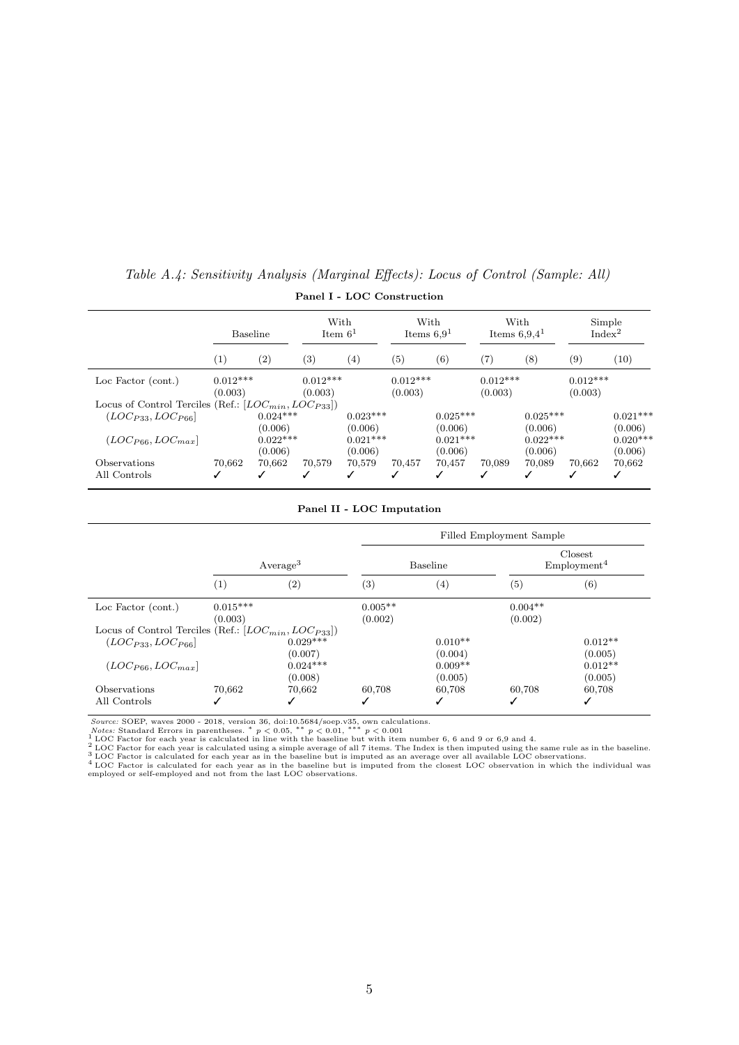*Table A.4: Sensitivity Analysis (Marginal Effects): Locus of Control (Sample: All)*

**Panel I - LOC Construction**

| | Baseline | | With Item 6[1] | | With Items 6,9[1] | | With Items 6,9,4[1] | | Simple Index[2] | |
|---|---|---|---|---|---|---|---|---|---|---|
| | (1) | (2) | (3) | (4) | (5) | (6) | (7) | (8) | (9) | (10) |
| Loc Factor (cont.) | 0.012*** | | 0.012*** | | 0.012*** | | 0.012*** | | 0.012*** | |
| | (0.003) | | (0.003) | | (0.003) | | (0.003) | | (0.003) | |
| Locus of Control Terciles (Ref.: $[LOC_{min}, LOC_{P33}]$) | | | | | | | | | | |
| $(LOC_{P33}, LOC_{P66}]$ | | 0.024*** | | 0.023*** | | 0.025*** | | 0.025*** | | 0.021*** |
| | | (0.006) | | (0.006) | | (0.006) | | (0.006) | | (0.006) |
| $(LOC_{P66}, LOC_{max}]$ | | 0.022*** | | 0.021*** | | 0.021*** | | 0.022*** | | 0.020*** |
| | | (0.006) | | (0.006) | | (0.006) | | (0.006) | | (0.006) |
| Observations | 70,662 | 70,662 | 70,579 | 70,579 | 70,457 | 70,457 | 70,089 | 70,089 | 70,662 | 70,662 |
| All Controls | ✓ | ✓ | ✓ | ✓ | ✓ | ✓ | ✓ | ✓ | ✓ | ✓ |

**Panel II - LOC Imputation**

| | | | Filled Employment Sample | | | |
|---|---|---|---|---|---|---|
| | Average[3] | | Baseline | | Closest Employment[4] | |
| | (1) | (2) | (3) | (4) | (5) | (6) |
| Loc Factor (cont.) | 0.015*** | | 0.005** | | 0.004** | |
| | (0.003) | | (0.002) | | (0.002) | |
| Locus of Control Terciles (Ref.: $[LOC_{min}, LOC_{P33}]$) | | | | | | |
| $(LOC_{P33}, LOC_{P66}]$ | | 0.029*** | | 0.010** | | 0.012** |
| | | (0.007) | | (0.004) | | (0.005) |
| $(LOC_{P66}, LOC_{max}]$ | | 0.024*** | | 0.009** | | 0.012** |
| | | (0.008) | | (0.005) | | (0.005) |
| Observations | 70,662 | 70,662 | 60,708 | 60,708 | 60,708 | 60,708 |
| All Controls | ✓ | ✓ | ✓ | ✓ | ✓ | ✓ |

*Source:* SOEP, waves 2000 - 2018, version 36, doi:10.5684/soep.v35, own calculations.
*Notes:* Standard Errors in parentheses. * $p < 0.05$, ** $p < 0.01$, *** $p < 0.001$
[1] LOC Factor for each year is calculated in line with the baseline but with item number 6, 6 and 9 or 6,9 and 4.
[2] LOC Factor for each year is calculated using a simple average of all 7 items. The Index is then imputed using the same rule as in the baseline.
[3] LOC Factor is calculated for each year as in the baseline but is imputed as an average over all available LOC observations.
[4] LOC Factor is calculated for each year as in the baseline but is imputed from the closest LOC observation in which the individual was employed or self-employed and not from the last LOC observations.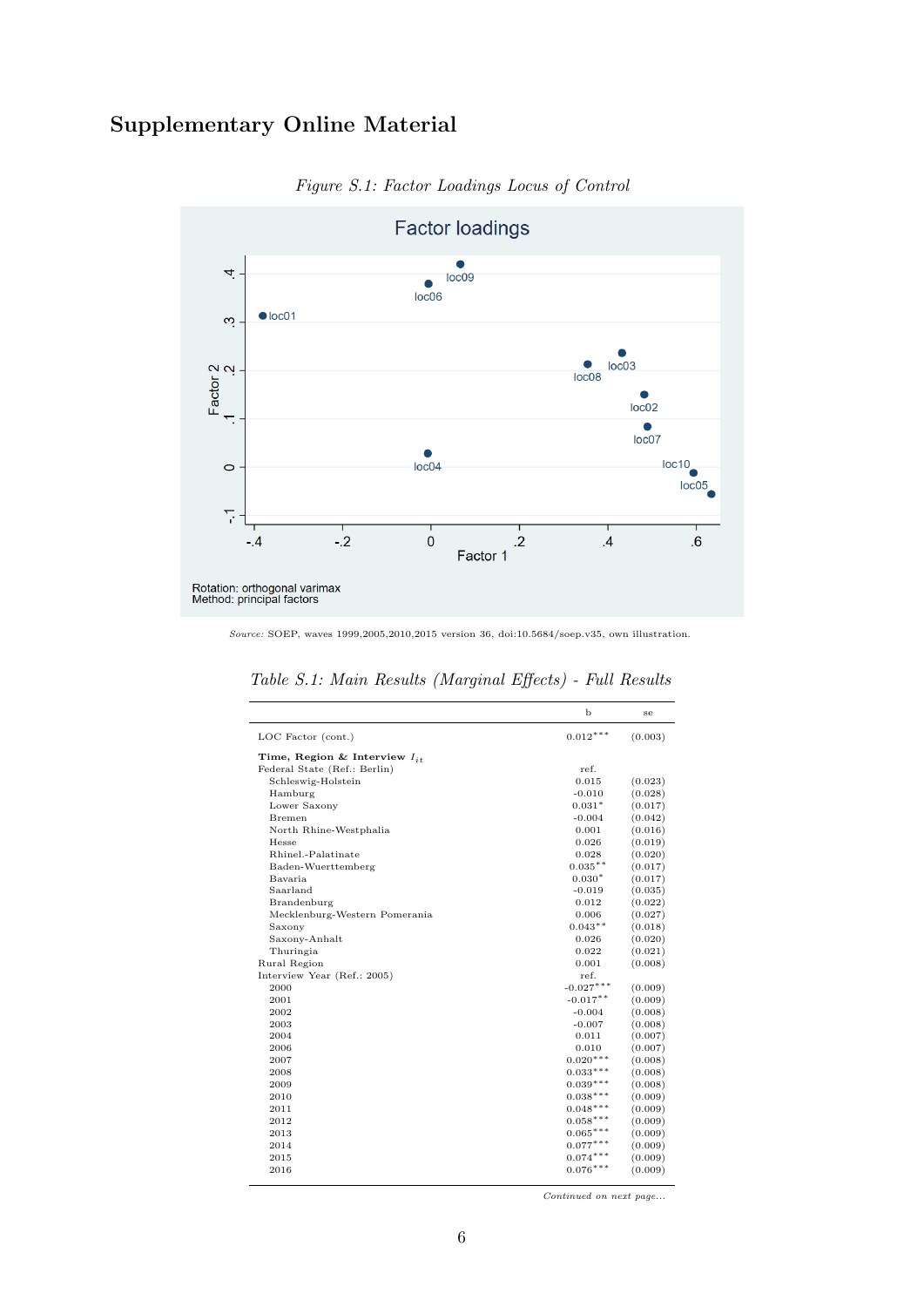# Supplementary Online Material

*Figure S.1: Factor Loadings Locus of Control*

*Source:* SOEP, waves 1999,2005,2010,2015 version 36, doi:10.5684/soep.v35, own illustration.

*Table S.1: Main Results (Marginal Effects) - Full Results*

| | b | se |
|---|---|---|
| LOC Factor (cont.) | 0.012*** | (0.003) |
| **Time, Region & Interview $I_{it}$** | | |
| Federal State (Ref.: Berlin) | ref. | |
| Schleswig-Holstein | 0.015 | (0.023) |
| Hamburg | -0.010 | (0.028) |
| Lower Saxony | 0.031* | (0.017) |
| Bremen | -0.004 | (0.042) |
| North Rhine-Westphalia | 0.001 | (0.016) |
| Hesse | 0.026 | (0.019) |
| Rhinel.-Palatinate | 0.028 | (0.020) |
| Baden-Wuerttemberg | 0.035** | (0.017) |
| Bavaria | 0.030* | (0.017) |
| Saarland | -0.019 | (0.035) |
| Brandenburg | 0.012 | (0.022) |
| Mecklenburg-Western Pomerania | 0.006 | (0.027) |
| Saxony | 0.043** | (0.018) |
| Saxony-Anhalt | 0.026 | (0.020) |
| Thuringia | 0.022 | (0.021) |
| Rural Region | 0.001 | (0.008) |
| Interview Year (Ref.: 2005) | ref. | |
| 2000 | -0.027*** | (0.009) |
| 2001 | -0.017** | (0.009) |
| 2002 | -0.004 | (0.008) |
| 2003 | -0.007 | (0.008) |
| 2004 | 0.011 | (0.007) |
| 2006 | 0.010 | (0.007) |
| 2007 | 0.020*** | (0.008) |
| 2008 | 0.033*** | (0.008) |
| 2009 | 0.039*** | (0.008) |
| 2010 | 0.038*** | (0.009) |
| 2011 | 0.048*** | (0.009) |
| 2012 | 0.058*** | (0.009) |
| 2013 | 0.065*** | (0.009) |
| 2014 | 0.077*** | (0.009) |
| 2015 | 0.074*** | (0.009) |
| 2016 | 0.076*** | (0.009) |

*Continued on next page...*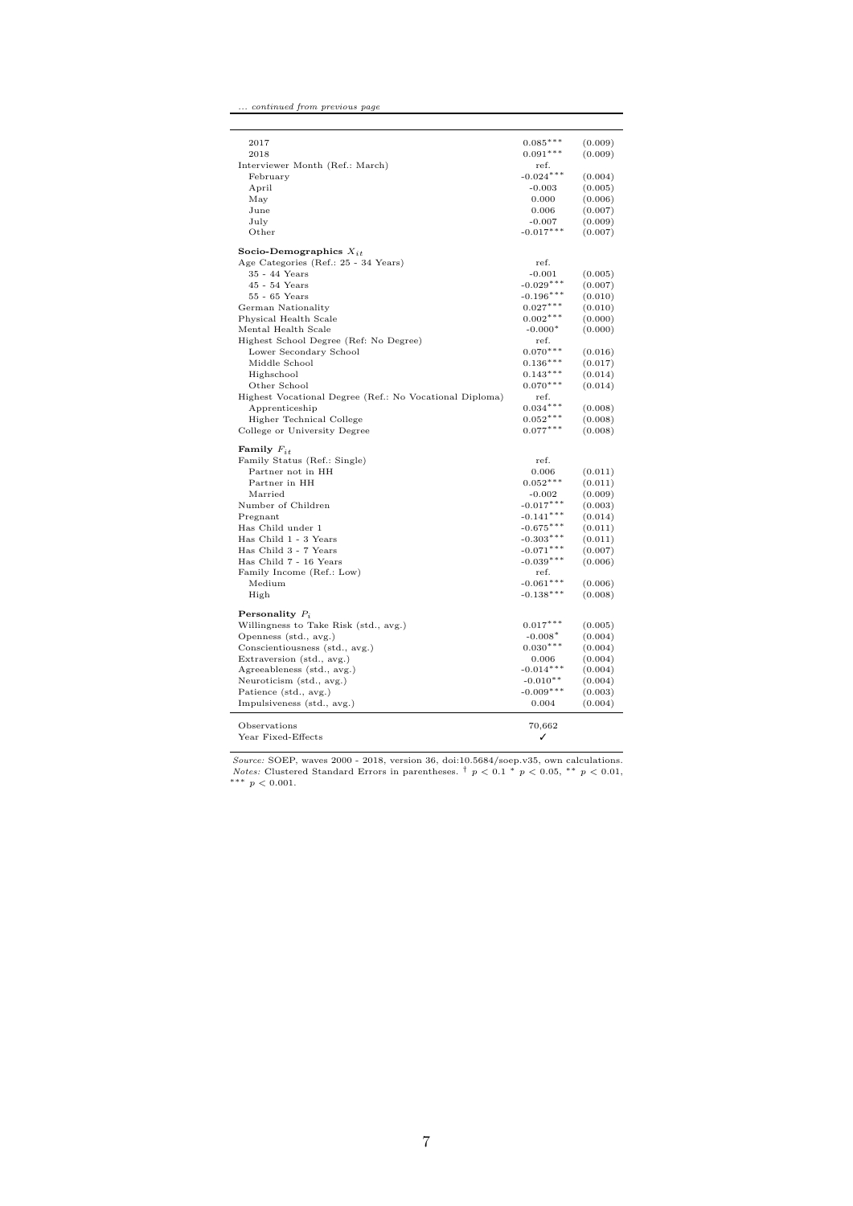*... continued from previous page*

| | | |
|---|---|---|
| 2017 | 0.085*** | (0.009) |
| 2018 | 0.091*** | (0.009) |
| Interviewer Month (Ref.: March) | ref. | |
| February | -0.024*** | (0.004) |
| April | -0.003 | (0.005) |
| May | 0.000 | (0.006) |
| June | 0.006 | (0.007) |
| July | -0.007 | (0.009) |
| Other | -0.017*** | (0.007) |
| **Socio-Demographics $X_{it}$** | | |
| Age Categories (Ref.: 25 - 34 Years) | ref. | |
| 35 - 44 Years | -0.001 | (0.005) |
| 45 - 54 Years | -0.029*** | (0.007) |
| 55 - 65 Years | -0.196*** | (0.010) |
| German Nationality | 0.027*** | (0.010) |
| Physical Health Scale | 0.002*** | (0.000) |
| Mental Health Scale | -0.000* | (0.000) |
| Highest School Degree (Ref: No Degree) | ref. | |
| Lower Secondary School | 0.070*** | (0.016) |
| Middle School | 0.136*** | (0.017) |
| Highschool | 0.143*** | (0.014) |
| Other School | 0.070*** | (0.014) |
| Highest Vocational Degree (Ref.: No Vocational Diploma) | ref. | |
| Apprenticeship | 0.034*** | (0.008) |
| Higher Technical College | 0.052*** | (0.008) |
| College or University Degree | 0.077*** | (0.008) |
| **Family $F_{it}$** | | |
| Family Status (Ref.: Single) | ref. | |
| Partner not in HH | 0.006 | (0.011) |
| Partner in HH | 0.052*** | (0.011) |
| Married | -0.002 | (0.009) |
| Number of Children | -0.017*** | (0.003) |
| Pregnant | -0.141*** | (0.014) |
| Has Child under 1 | -0.675*** | (0.011) |
| Has Child 1 - 3 Years | -0.303*** | (0.011) |
| Has Child 3 - 7 Years | -0.071*** | (0.007) |
| Has Child 7 - 16 Years | -0.039*** | (0.006) |
| Family Income (Ref.: Low) | ref. | |
| Medium | -0.061*** | (0.006) |
| High | -0.138*** | (0.008) |
| **Personality $P_i$** | | |
| Willingness to Take Risk (std., avg.) | 0.017*** | (0.005) |
| Openness (std., avg.) | -0.008* | (0.004) |
| Conscientiousness (std., avg.) | 0.030*** | (0.004) |
| Extraversion (std., avg.) | 0.006 | (0.004) |
| Agreeableness (std., avg.) | -0.014*** | (0.004) |
| Neuroticism (std., avg.) | -0.010** | (0.004) |
| Patience (std., avg.) | -0.009*** | (0.003) |
| Impulsiveness (std., avg.) | 0.004 | (0.004) |
| Observations | 70,662 | |
| Year Fixed-Effects | ✓ | |

*Source:* SOEP, waves 2000 - 2018, version 36, doi:10.5684/soep.v35, own calculations.
*Notes:* Clustered Standard Errors in parentheses. † $p < 0.1$ * $p < 0.05$, ** $p < 0.01$, *** $p < 0.001$.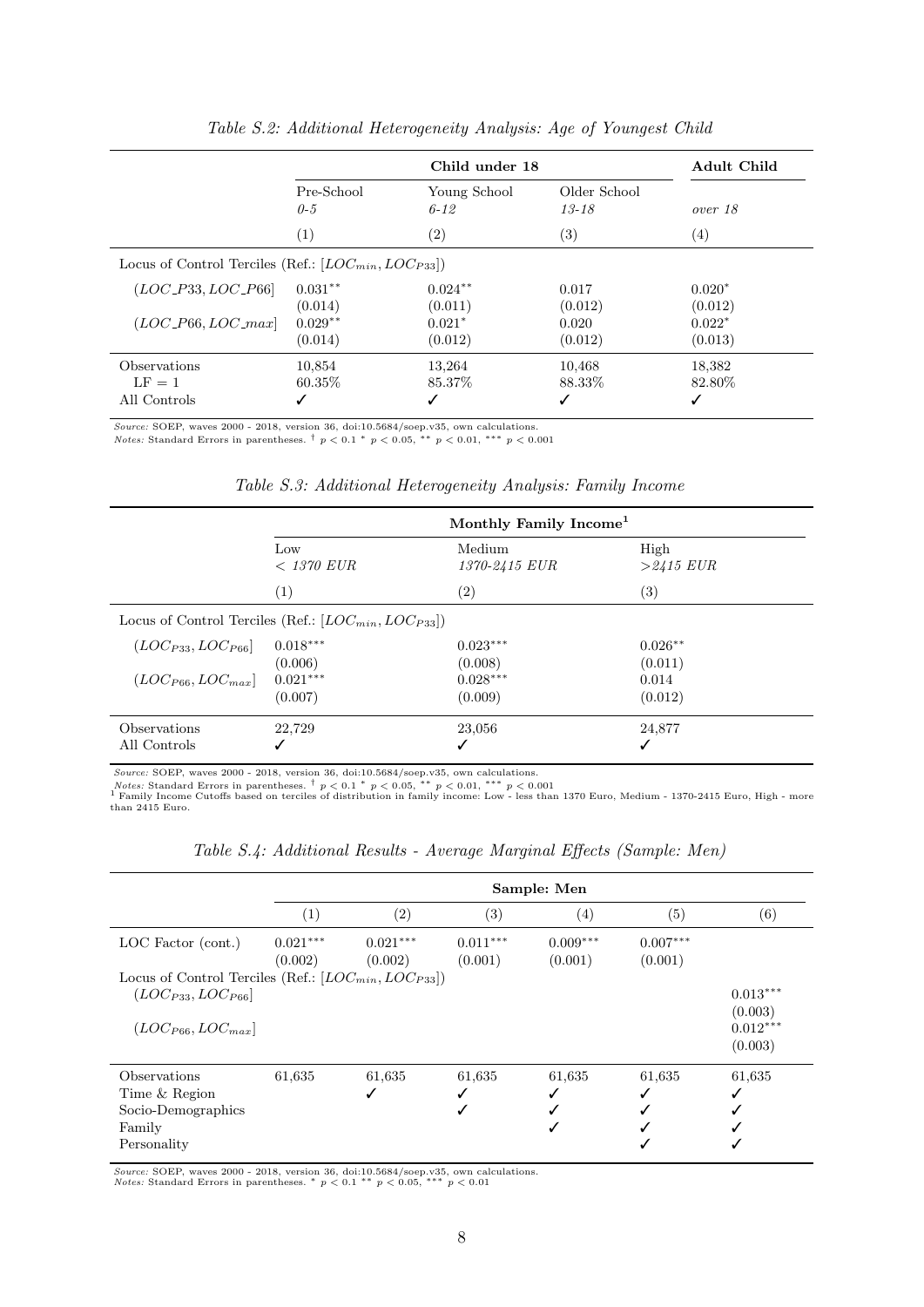*Table S.2: Additional Heterogeneity Analysis: Age of Youngest Child*

| | Child under 18 | | | Adult Child |
|---|---|---|---|---|
| | Pre-School *0-5* | Young School *6-12* | Older School *13-18* | *over 18* |
| | (1) | (2) | (3) | (4) |
| Locus of Control Terciles (Ref.: $[LOC_{min}, LOC_{P33}]$) | | | | |
| $(LOC\_P33, LOC\_P66]$ | $0.031^{**}$ | $0.024^{**}$ | 0.017 | $0.020^{*}$ |
| | (0.014) | (0.011) | (0.012) | (0.012) |
| $(LOC\_P66, LOC\_max]$ | $0.029^{**}$ | $0.021^{*}$ | 0.020 | $0.022^{*}$ |
| | (0.014) | (0.012) | (0.012) | (0.013) |
| Observations | 10,854 | 13,264 | 10,468 | 18,382 |
| LF = 1 | 60.35% | 85.37% | 88.33% | 82.80% |
| All Controls | ✓ | ✓ | ✓ | ✓ |

*Source:* SOEP, waves 2000 - 2018, version 36, doi:10.5684/soep.v35, own calculations.
*Notes:* Standard Errors in parentheses. $^{\dagger}$ $p < 0.1$ $^{*}$ $p < 0.05$, $^{**}$ $p < 0.01$, $^{***}$ $p < 0.001$

*Table S.3: Additional Heterogeneity Analysis: Family Income*

| | Monthly Family Income[1] | | |
|---|---|---|---|
| | Low *< 1370 EUR* | Medium *1370-2415 EUR* | High *>2415 EUR* |
| | (1) | (2) | (3) |
| Locus of Control Terciles (Ref.: $[LOC_{min}, LOC_{P33}]$) | | | |
| $(LOC_{P33}, LOC_{P66}]$ | $0.018^{***}$ | $0.023^{***}$ | $0.026^{**}$ |
| | (0.006) | (0.008) | (0.011) |
| $(LOC_{P66}, LOC_{max}]$ | $0.021^{***}$ | $0.028^{***}$ | 0.014 |
| | (0.007) | (0.009) | (0.012) |
| Observations | 22,729 | 23,056 | 24,877 |
| All Controls | ✓ | ✓ | ✓ |

*Source:* SOEP, waves 2000 - 2018, version 36, doi:10.5684/soep.v35, own calculations.
*Notes:* Standard Errors in parentheses. $^{\dagger}$ $p < 0.1$ $^{*}$ $p < 0.05$, $^{**}$ $p < 0.01$, $^{***}$ $p < 0.001$
[1] Family Income Cutoffs based on terciles of distribution in family income: Low - less than 1370 Euro, Medium - 1370-2415 Euro, High - more than 2415 Euro.

*Table S.4: Additional Results - Average Marginal Effects (Sample: Men)*

| | Sample: Men | | | | | |
|---|---|---|---|---|---|---|
| | (1) | (2) | (3) | (4) | (5) | (6) |
| LOC Factor (cont.) | $0.021^{***}$ | $0.021^{***}$ | $0.011^{***}$ | $0.009^{***}$ | $0.007^{***}$ | |
| | (0.002) | (0.002) | (0.001) | (0.001) | (0.001) | |
| Locus of Control Terciles (Ref.: $[LOC_{min}, LOC_{P33}]$) | | | | | | |
| $(LOC_{P33}, LOC_{P66}]$ | | | | | | $0.013^{***}$ |
| | | | | | | (0.003) |
| $(LOC_{P66}, LOC_{max}]$ | | | | | | $0.012^{***}$ |
| | | | | | | (0.003) |
| Observations | 61,635 | 61,635 | 61,635 | 61,635 | 61,635 | 61,635 |
| Time & Region | | ✓ | ✓ | ✓ | ✓ | ✓ |
| Socio-Demographics | | | ✓ | ✓ | ✓ | ✓ |
| Family | | | | ✓ | ✓ | ✓ |
| Personality | | | | | ✓ | ✓ |

*Source:* SOEP, waves 2000 - 2018, version 36, doi:10.5684/soep.v35, own calculations.
*Notes:* Standard Errors in parentheses. $^{*}$ $p < 0.1$ $^{**}$ $p < 0.05$, $^{***}$ $p < 0.01$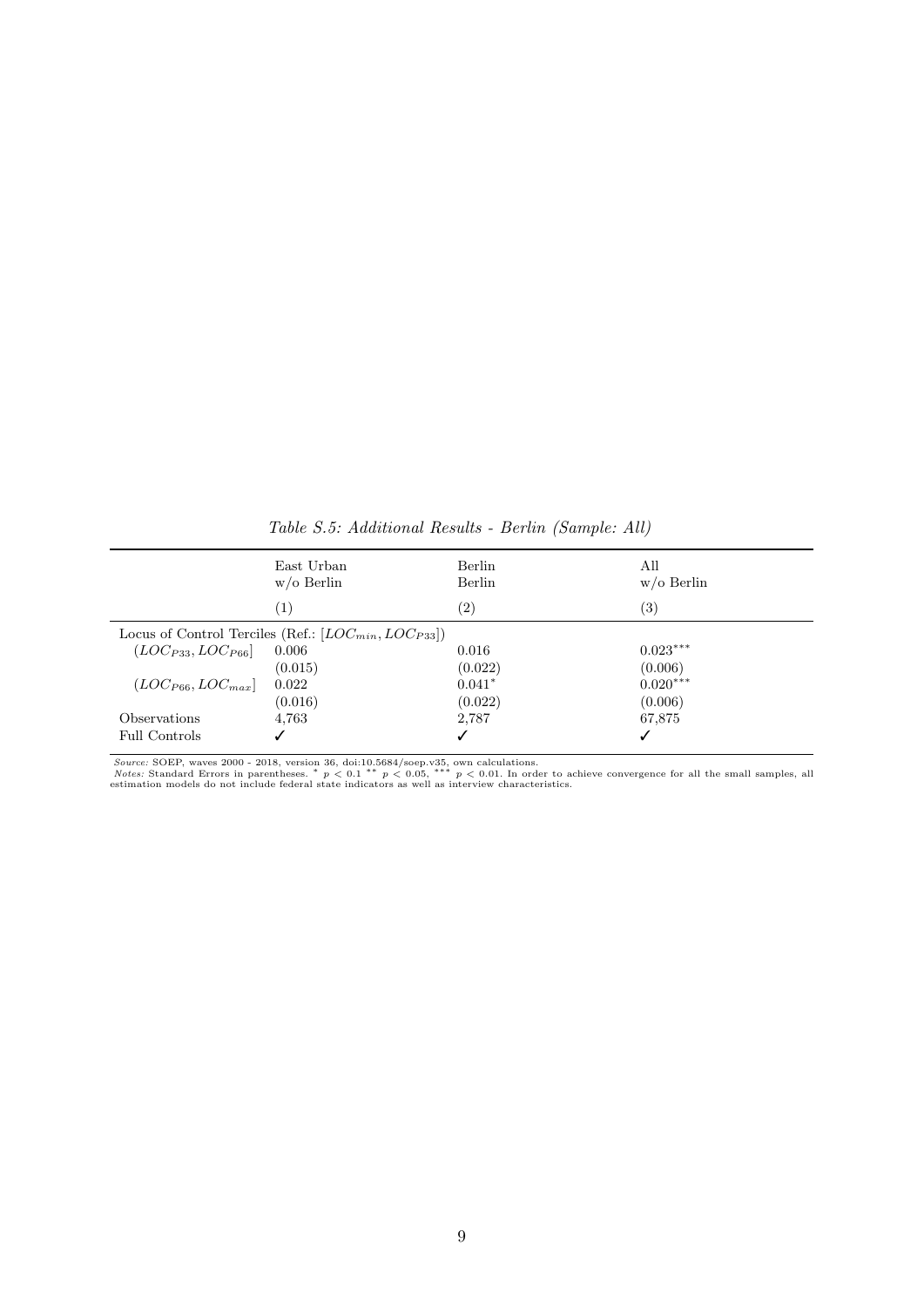*Table S.5: Additional Results - Berlin (Sample: All)*

| | East Urban w/o Berlin | Berlin Berlin | All w/o Berlin |
|---|---|---|---|
| | (1) | (2) | (3) |
| Locus of Control Terciles (Ref.: $[LOC_{min}, LOC_{P33}]$) | | | |
| $(LOC_{P33}, LOC_{P66}]$ | 0.006 | 0.016 | $0.023^{***}$ |
| | (0.015) | (0.022) | (0.006) |
| $(LOC_{P66}, LOC_{max}]$ | 0.022 | $0.041^{*}$ | $0.020^{***}$ |
| | (0.016) | (0.022) | (0.006) |
| Observations | 4,763 | 2,787 | 67,875 |
| Full Controls | ✓ | ✓ | ✓ |

*Source:* SOEP, waves 2000 - 2018, version 36, doi:10.5684/soep.v35, own calculations.
*Notes:* Standard Errors in parentheses. $^{*}$ $p < 0.1$ $^{**}$ $p < 0.05$, $^{***}$ $p < 0.01$. In order to achieve convergence for all the small samples, all estimation models do not include federal state indicators as well as interview characteristics.